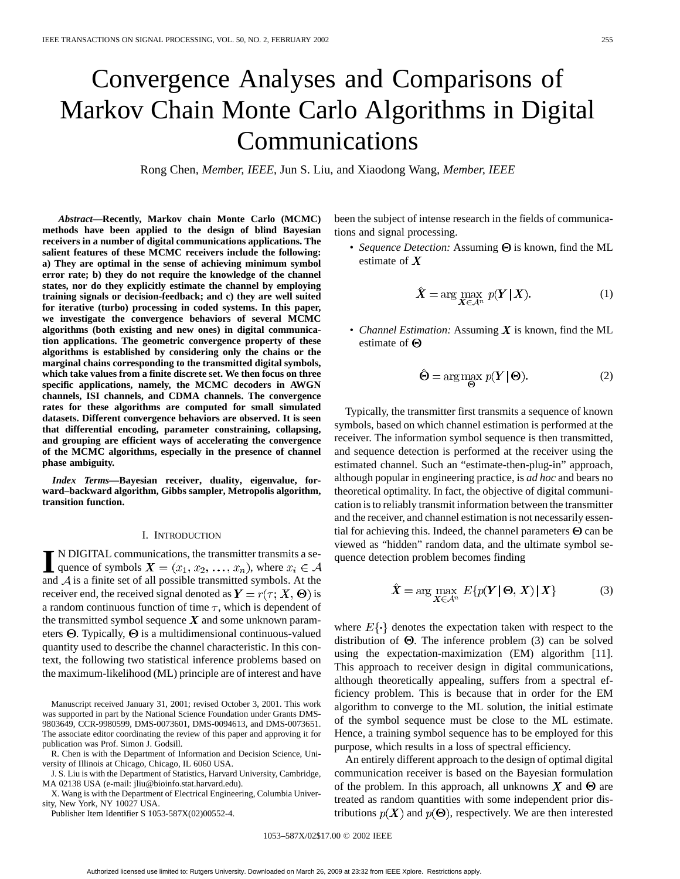# Convergence Analyses and Comparisons of Markov Chain Monte Carlo Algorithms in Digital Communications

Rong Chen, *Member, IEEE*, Jun S. Liu, and Xiaodong Wang, *Member, IEEE*

***Abstract*—Recently, Markov chain Monte Carlo (MCMC) methods have been applied to the design of blind Bayesian receivers in a number of digital communications applications. The salient features of these MCMC receivers include the following: a) They are optimal in the sense of achieving minimum symbol error rate; b) they do not require the knowledge of the channel states, nor do they explicitly estimate the channel by employing training signals or decision-feedback; and c) they are well suited for iterative (turbo) processing in coded systems. In this paper, we investigate the convergence behaviors of several MCMC algorithms (both existing and new ones) in digital communication applications. The geometric convergence property of these algorithms is established by considering only the chains or the marginal chains corresponding to the transmitted digital symbols, which take values from a finite discrete set. We then focus on three specific applications, namely, the MCMC decoders in AWGN channels, ISI channels, and CDMA channels. The convergence rates for these algorithms are computed for small simulated datasets. Different convergence behaviors are observed. It is seen that differential encoding, parameter constraining, collapsing, and grouping are efficient ways of accelerating the convergence of the MCMC algorithms, especially in the presence of channel phase ambiguity.**

***Index Terms*—Bayesian receiver, duality, eigenvalue, forward–backward algorithm, Gibbs sampler, Metropolis algorithm, transition function.**

## I. Introduction

In digital communications, the transmitter transmits a sequence of symbols $\boldsymbol{X} = (x_1, x_2, \ldots, x_n)$, where $x_i \in \mathcal{A}$ and $\mathcal{A}$ is a finite set of all possible transmitted symbols. At the receiver end, the received signal denoted as $\boldsymbol{Y} = r(\tau; X, \boldsymbol{\Theta})$ is a random continuous function of time $\tau$, which is dependent of the transmitted symbol sequence $\boldsymbol{X}$ and some unknown parameters $\boldsymbol{\Theta}$. Typically, $\boldsymbol{\Theta}$ is a multidimensional continuous-valued quantity used to describe the channel characteristic. In this context, the following two statistical inference problems based on the maximum-likelihood (ML) principle are of interest and have been the subject of intense research in the fields of communications and signal processing.

- *Sequence Detection:* Assuming $\boldsymbol{\Theta}$ is known, find the ML estimate of $\boldsymbol{X}$

$$\hat{\boldsymbol{X}} = \arg\max_{\boldsymbol{X} \in \mathcal{A}^n} p(\boldsymbol{Y} \mid \boldsymbol{X}). \tag{1}$$

- *Channel Estimation:* Assuming $\boldsymbol{X}$ is known, find the ML estimate of $\boldsymbol{\Theta}$

$$\hat{\boldsymbol{\Theta}} = \arg\max_{\boldsymbol{\Theta}} p(\boldsymbol{Y} \mid \boldsymbol{\Theta}). \tag{2}$$

Typically, the transmitter first transmits a sequence of known symbols, based on which channel estimation is performed at the receiver. The information symbol sequence is then transmitted, and sequence detection is performed at the receiver using the estimated channel. Such an "estimate-then-plug-in" approach, although popular in engineering practice, is *ad hoc* and bears no theoretical optimality. In fact, the objective of digital communication is to reliably transmit information between the transmitter and the receiver, and channel estimation is not necessarily essential for achieving this. Indeed, the channel parameters $\boldsymbol{\Theta}$ can be viewed as "hidden" random data, and the ultimate symbol sequence detection problem becomes finding

$$\hat{\boldsymbol{X}} = \arg\max_{\boldsymbol{X} \in \mathcal{A}^n} E\{p(\boldsymbol{Y} \mid \boldsymbol{\Theta}, \boldsymbol{X}) \mid \boldsymbol{X}\} \tag{3}$$

where $E\{\cdot\}$ denotes the expectation taken with respect to the distribution of $\boldsymbol{\Theta}$. The inference problem (3) can be solved using the expectation-maximization (EM) algorithm [11]. This approach to receiver design in digital communications, although theoretically appealing, suffers from a spectral efficiency problem. This is because that in order for the EM algorithm to converge to the ML solution, the initial estimate of the symbol sequence must be close to the ML estimate. Hence, a training symbol sequence has to be employed for this purpose, which results in a loss of spectral efficiency.

An entirely different approach to the design of optimal digital communication receiver is based on the Bayesian formulation of the problem. In this approach, all unknowns $\boldsymbol{X}$ and $\boldsymbol{\Theta}$ are treated as random quantities with some independent prior distributions $p(\boldsymbol{X})$ and $p(\boldsymbol{\Theta})$, respectively. We are then interested

---

Manuscript received January 31, 2001; revised October 3, 2001. This work was supported in part by the National Science Foundation under Grants DMS-9803649, CCR-9980599, DMS-0073601, DMS-0094613, and DMS-0073651. The associate editor coordinating the review of this paper and approving it for publication was Prof. Simon J. Godsill.

R. Chen is with the Department of Information and Decision Science, University of Illinois at Chicago, Chicago, IL 6060 USA.

J. S. Liu is with the Department of Statistics, Harvard University, Cambridge, MA 02138 USA (e-mail: jliu@bioinfo.stat.harvard.edu).

X. Wang is with the Department of Electrical Engineering, Columbia University, New York, NY 10027 USA.

Publisher Item Identifier S 1053-587X(02)00552-4.

1053–587X/02$17.00 © 2002 IEEE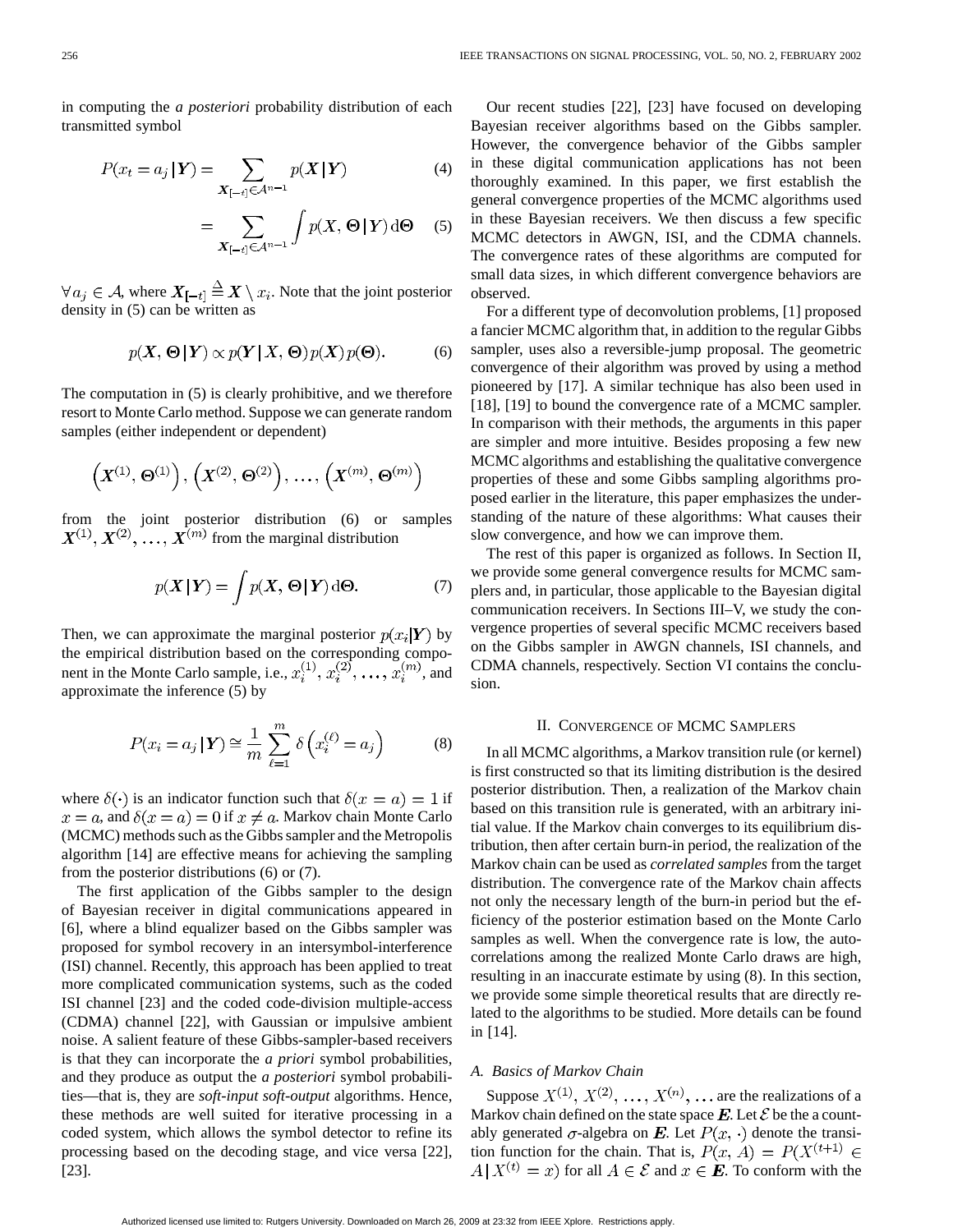in computing the *a posteriori* probability distribution of each transmitted symbol

$$P(x_t = a_j \,|\, \boldsymbol{Y}) = \sum_{\boldsymbol{X}_{[-t]} \in \mathcal{A}^{n-1}} p(\boldsymbol{X} \,|\, \boldsymbol{Y}) \tag{4}$$

$$= \sum_{\boldsymbol{X}_{[-t]} \in \mathcal{A}^{n-1}} \int p(\boldsymbol{X}, \boldsymbol{\Theta} \,|\, \boldsymbol{Y}) \, \mathrm{d}\boldsymbol{\Theta} \tag{5}$$

$\forall a_j \in \mathcal{A}$, where $\boldsymbol{X}_{[-t]} \stackrel{\Delta}{=} \boldsymbol{X} \setminus x_i$. Note that the joint posterior density in (5) can be written as

$$p(\boldsymbol{X}, \boldsymbol{\Theta} \,|\, \boldsymbol{Y}) \propto p(\boldsymbol{Y} \,|\, \boldsymbol{X}, \boldsymbol{\Theta}) p(\boldsymbol{X}) p(\boldsymbol{\Theta}). \tag{6}$$

The computation in (5) is clearly prohibitive, and we therefore resort to Monte Carlo method. Suppose we can generate random samples (either independent or dependent)

$$\left(\boldsymbol{X}^{(1)}, \boldsymbol{\Theta}^{(1)}\right), \left(\boldsymbol{X}^{(2)}, \boldsymbol{\Theta}^{(2)}\right), \ldots, \left(\boldsymbol{X}^{(m)}, \boldsymbol{\Theta}^{(m)}\right)$$

from the joint posterior distribution (6) or samples $\boldsymbol{X}^{(1)}, \boldsymbol{X}^{(2)}, \ldots, \boldsymbol{X}^{(m)}$ from the marginal distribution

$$p(\boldsymbol{X} \,|\, \boldsymbol{Y}) = \int p(\boldsymbol{X}, \boldsymbol{\Theta} \,|\, \boldsymbol{Y}) \, \mathrm{d}\boldsymbol{\Theta}. \tag{7}$$

Then, we can approximate the marginal posterior $p(x_i|\boldsymbol{Y})$ by the empirical distribution based on the corresponding component in the Monte Carlo sample, i.e., $x_i^{(1)}, x_i^{(2)}, \ldots, x_i^{(m)}$, and approximate the inference (5) by

$$P(x_i = a_j \,|\, \boldsymbol{Y}) \cong \frac{1}{m} \sum_{\ell=1}^{m} \delta\left(x_i^{(\ell)} = a_j\right) \tag{8}$$

where $\delta(\cdot)$ is an indicator function such that $\delta(x = a) = 1$ if $x = a$, and $\delta(x = a) = 0$ if $x \neq a$. Markov chain Monte Carlo (MCMC) methods such as the Gibbs sampler and the Metropolis algorithm [14] are effective means for achieving the sampling from the posterior distributions (6) or (7).

The first application of the Gibbs sampler to the design of Bayesian receiver in digital communications appeared in [6], where a blind equalizer based on the Gibbs sampler was proposed for symbol recovery in an intersymbol-interference (ISI) channel. Recently, this approach has been applied to treat more complicated communication systems, such as the coded ISI channel [23] and the coded code-division multiple-access (CDMA) channel [22], with Gaussian or impulsive ambient noise. A salient feature of these Gibbs-sampler-based receivers is that they can incorporate the *a priori* symbol probabilities, and they produce as output the *a posteriori* symbol probabilities—that is, they are *soft-input soft-output* algorithms. Hence, these methods are well suited for iterative processing in a coded system, which allows the symbol detector to refine its processing based on the decoding stage, and vice versa [22], [23].

Our recent studies [22], [23] have focused on developing Bayesian receiver algorithms based on the Gibbs sampler. However, the convergence behavior of the Gibbs sampler in these digital communication applications has not been thoroughly examined. In this paper, we first establish the general convergence properties of the MCMC algorithms used in these Bayesian receivers. We then discuss a few specific MCMC detectors in AWGN, ISI, and the CDMA channels. The convergence rates of these algorithms are computed for small data sizes, in which different convergence behaviors are observed.

For a different type of deconvolution problems, [1] proposed a fancier MCMC algorithm that, in addition to the regular Gibbs sampler, uses also a reversible-jump proposal. The geometric convergence of their algorithm was proved by using a method pioneered by [17]. A similar technique has also been used in [18], [19] to bound the convergence rate of a MCMC sampler. In comparison with their methods, the arguments in this paper are simpler and more intuitive. Besides proposing a few new MCMC algorithms and establishing the qualitative convergence properties of these and some Gibbs sampling algorithms proposed earlier in the literature, this paper emphasizes the understanding of the nature of these algorithms: What causes their slow convergence, and how we can improve them.

The rest of this paper is organized as follows. In Section II, we provide some general convergence results for MCMC samplers and, in particular, those applicable to the Bayesian digital communication receivers. In Sections III–V, we study the convergence properties of several specific MCMC receivers based on the Gibbs sampler in AWGN channels, ISI channels, and CDMA channels, respectively. Section VI contains the conclusion.

## II. Convergence of MCMC Samplers

In all MCMC algorithms, a Markov transition rule (or kernel) is first constructed so that its limiting distribution is the desired posterior distribution. Then, a realization of the Markov chain based on this transition rule is generated, with an arbitrary initial value. If the Markov chain converges to its equilibrium distribution, then after certain burn-in period, the realization of the Markov chain can be used as *correlated samples* from the target distribution. The convergence rate of the Markov chain affects not only the necessary length of the burn-in period but the efficiency of the posterior estimation based on the Monte Carlo samples as well. When the convergence rate is low, the autocorrelations among the realized Monte Carlo draws are high, resulting in an inaccurate estimate by using (8). In this section, we provide some simple theoretical results that are directly related to the algorithms to be studied. More details can be found in [14].

### A. Basics of Markov Chain

Suppose $X^{(1)}, X^{(2)}, \ldots, X^{(n)}, \ldots$ are the realizations of a Markov chain defined on the state space $\boldsymbol{E}$. Let $\mathcal{E}$ be the a countably generated $\sigma$-algebra on $\boldsymbol{E}$. Let $P(x, \cdot)$ denote the transition function for the chain. That is, $P(x, A) = P(X^{(t+1)} \in A \,|\, X^{(t)} = x)$ for all $A \in \mathcal{E}$ and $x \in \boldsymbol{E}$. To conform with the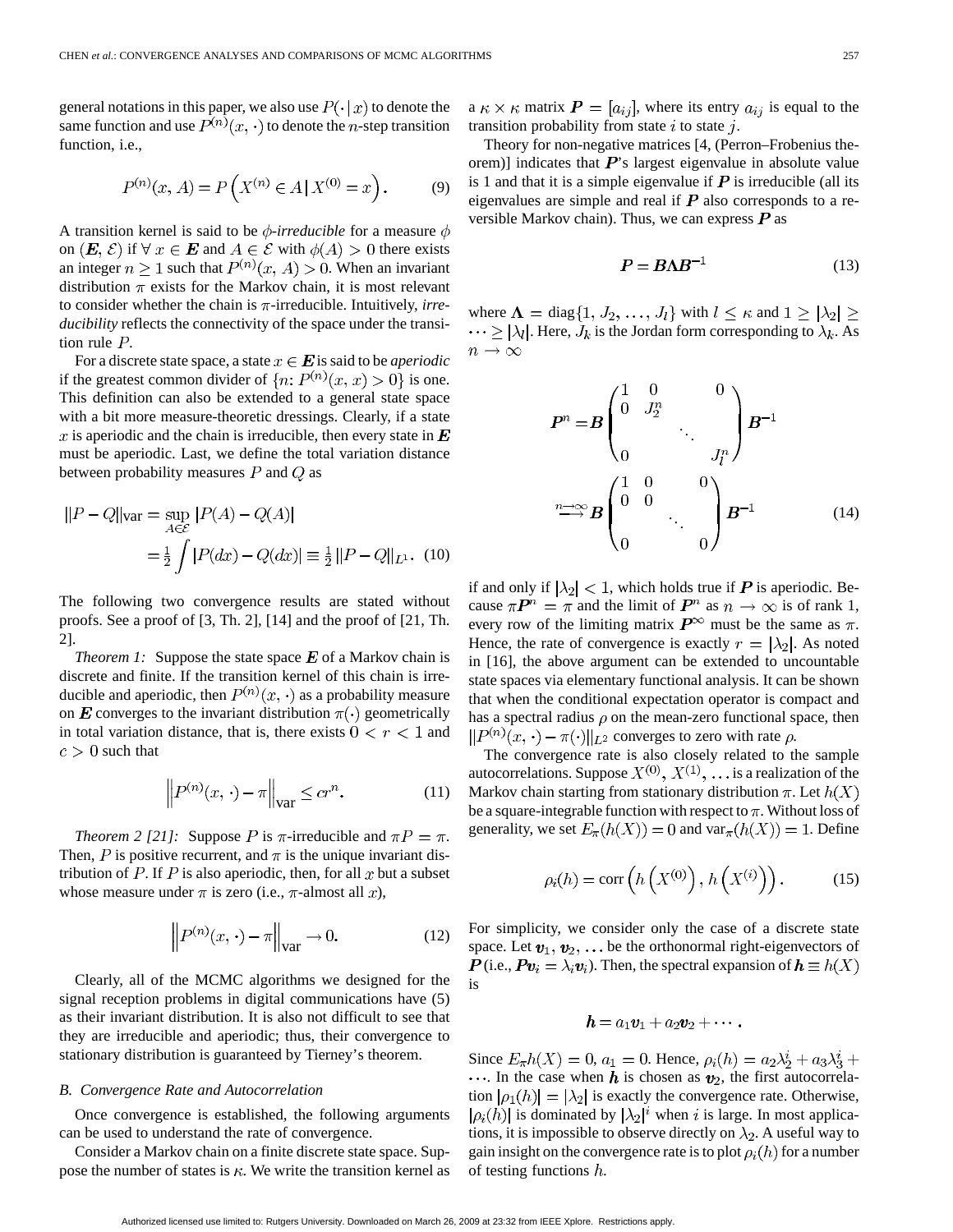general notations in this paper, we also use $P(\cdot \mid x)$ to denote the same function and use $P^{(n)}(x, \cdot)$ to denote the $n$-step transition function, i.e.,

$$P^{(n)}(x, A) = P\left(X^{(n)} \in A \,|\, X^{(0)} = x\right). \tag{9}$$

A transition kernel is said to be *$\phi$-irreducible* for a measure $\phi$ on $(\boldsymbol{E}, \mathcal{E})$ if $\forall\, x \in \boldsymbol{E}$ and $A \in \mathcal{E}$ with $\phi(A) > 0$ there exists an integer $n \geq 1$ such that $P^{(n)}(x, A) > 0$. When an invariant distribution $\pi$ exists for the Markov chain, it is most relevant to consider whether the chain is $\pi$-irreducible. Intuitively, *irreducibility* reflects the connectivity of the space under the transition rule $P$.

For a discrete state space, a state $x \in \boldsymbol{E}$ is said to be *aperiodic* if the greatest common divider of $\{n: P^{(n)}(x, x) > 0\}$ is one. This definition can also be extended to a general state space with a bit more measure-theoretic dressings. Clearly, if a state $x$ is aperiodic and the chain is irreducible, then every state in $\boldsymbol{E}$ must be aperiodic. Last, we define the total variation distance between probability measures $P$ and $Q$ as

$$\begin{aligned} \|P - Q\|_{\text{var}} &= \sup_{A \in \mathcal{E}} |P(A) - Q(A)| \\ &= \tfrac{1}{2} \int |P(dx) - Q(dx)| \equiv \tfrac{1}{2} \|P - Q\|_{L^1}. \end{aligned} \tag{10}$$

The following two convergence results are stated without proofs. See a proof of [3, Th. 2], [14] and the proof of [21, Th. 2].

*Theorem 1:* Suppose the state space $\boldsymbol{E}$ of a Markov chain is discrete and finite. If the transition kernel of this chain is irreducible and aperiodic, then $P^{(n)}(x, \cdot)$ as a probability measure on $\boldsymbol{E}$ converges to the invariant distribution $\pi(\cdot)$ geometrically in total variation distance, that is, there exists $0 < r < 1$ and $c > 0$ such that

$$\left\| P^{(n)}(x, \cdot) - \pi \right\|_{\text{var}} \leq c r^n. \tag{11}$$

*Theorem 2 [21]:* Suppose $P$ is $\pi$-irreducible and $\pi P = \pi$. Then, $P$ is positive recurrent, and $\pi$ is the unique invariant distribution of $P$. If $P$ is also aperiodic, then, for all $x$ but a subset whose measure under $\pi$ is zero (i.e., $\pi$-almost all $x$),

$$\left\| P^{(n)}(x, \cdot) - \pi \right\|_{\text{var}} \to 0. \tag{12}$$

Clearly, all of the MCMC algorithms we designed for the signal reception problems in digital communications have (5) as their invariant distribution. It is also not difficult to see that they are irreducible and aperiodic; thus, their convergence to stationary distribution is guaranteed by Tierney's theorem.

### B. Convergence Rate and Autocorrelation

Once convergence is established, the following arguments can be used to understand the rate of convergence.

Consider a Markov chain on a finite discrete state space. Suppose the number of states is $\kappa$. We write the transition kernel as a $\kappa \times \kappa$ matrix $\boldsymbol{P} = [a_{ij}]$, where its entry $a_{ij}$ is equal to the transition probability from state $i$ to state $j$.

Theory for non-negative matrices [4, (Perron–Frobenius theorem)] indicates that $\boldsymbol{P}$'s largest eigenvalue in absolute value is 1 and that it is a simple eigenvalue if $\boldsymbol{P}$ is irreducible (all its eigenvalues are simple and real if $\boldsymbol{P}$ also corresponds to a reversible Markov chain). Thus, we can express $\boldsymbol{P}$ as

$$\boldsymbol{P} = \boldsymbol{B}\boldsymbol{\Lambda}\boldsymbol{B}^{-1} \tag{13}$$

where $\boldsymbol{\Lambda} = \text{diag}\{1, J_2, \ldots, J_l\}$ with $l \leq \kappa$ and $1 \geq |\lambda_2| \geq \cdots \geq |\lambda_l|$. Here, $J_k$ is the Jordan form corresponding to $\lambda_k$. As $n \to \infty$

$$\begin{aligned} \boldsymbol{P}^n &= \boldsymbol{B} \begin{pmatrix} 1 & 0 & & 0 \\ 0 & J_2^n & & \\ & & \ddots & \\ 0 & & & J_l^n \end{pmatrix} \boldsymbol{B}^{-1} \\ &\xrightarrow{n \to \infty} \boldsymbol{B} \begin{pmatrix} 1 & 0 & & 0 \\ 0 & 0 & & \\ & & \ddots & \\ 0 & & & 0 \end{pmatrix} \boldsymbol{B}^{-1} \end{aligned} \tag{14}$$

if and only if $|\lambda_2| < 1$, which holds true if $\boldsymbol{P}$ is aperiodic. Because $\pi \boldsymbol{P}^n = \pi$ and the limit of $\boldsymbol{P}^n$ as $n \to \infty$ is of rank 1, every row of the limiting matrix $\boldsymbol{P}^\infty$ must be the same as $\pi$. Hence, the rate of convergence is exactly $r = |\lambda_2|$. As noted in [16], the above argument can be extended to uncountable state spaces via elementary functional analysis. It can be shown that when the conditional expectation operator is compact and has a spectral radius $\rho$ on the mean-zero functional space, then $\|P^{(n)}(x, \cdot) - \pi(\cdot)\|_{L^2}$ converges to zero with rate $\rho$.

The convergence rate is also closely related to the sample autocorrelations. Suppose $X^{(0)}, X^{(1)}, \ldots$ is a realization of the Markov chain starting from stationary distribution $\pi$. Let $h(X)$ be a square-integrable function with respect to $\pi$. Without loss of generality, we set $E_\pi(h(X)) = 0$ and $\text{var}_\pi(h(X)) = 1$. Define

$$\rho_i(h) = \text{corr}\left(h\left(X^{(0)}\right), h\left(X^{(i)}\right)\right). \tag{15}$$

For simplicity, we consider only the case of a discrete state space. Let $\boldsymbol{v}_1, \boldsymbol{v}_2, \ldots$ be the orthonormal right-eigenvectors of $\boldsymbol{P}$ (i.e., $\boldsymbol{P}\boldsymbol{v}_i = \lambda_i \boldsymbol{v}_i$). Then, the spectral expansion of $\boldsymbol{h} \equiv h(X)$ is

$$\boldsymbol{h} = a_1 \boldsymbol{v}_1 + a_2 \boldsymbol{v}_2 + \cdots.$$

Since $E_\pi h(X) = 0$, $a_1 = 0$. Hence, $\rho_i(h) = a_2 \lambda_2^i + a_3 \lambda_3^i + \cdots$. In the case when $\boldsymbol{h}$ is chosen as $\boldsymbol{v}_2$, the first autocorrelation $|\rho_1(h)| = |\lambda_2|$ is exactly the convergence rate. Otherwise, $|\rho_i(h)|$ is dominated by $|\lambda_2|^i$ when $i$ is large. In most applications, it is impossible to observe directly on $\lambda_2$. A useful way to gain insight on the convergence rate is to plot $\rho_i(h)$ for a number of testing functions $h$.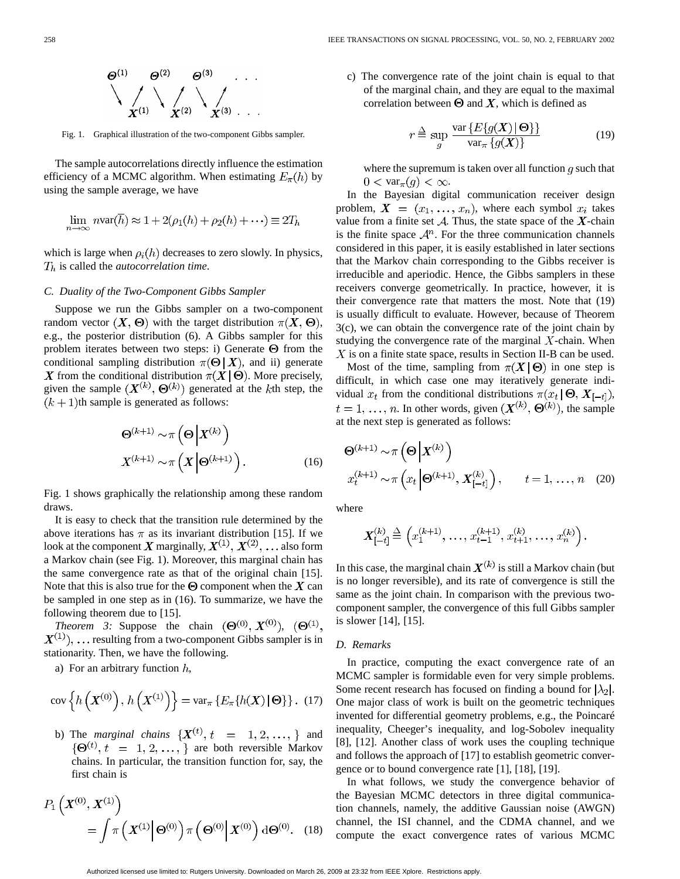Fig. 1. Graphical illustration of the two-component Gibbs sampler.

The sample autocorrelations directly influence the estimation efficiency of a MCMC algorithm. When estimating $E_\pi(h)$ by using the sample average, we have

$$\lim_{n\to\infty} n\text{var}(\bar{h}) \approx 1 + 2(\rho_1(h) + \rho_2(h) + \cdots) \equiv 2T_h$$

which is large when $\rho_i(h)$ decreases to zero slowly. In physics, $T_h$ is called the *autocorrelation time*.

### C. Duality of the Two-Component Gibbs Sampler

Suppose we run the Gibbs sampler on a two-component random vector $(\boldsymbol{X}, \boldsymbol{\Theta})$ with the target distribution $\pi(\boldsymbol{X}, \boldsymbol{\Theta})$, e.g., the posterior distribution (6). A Gibbs sampler for this problem iterates between two steps: i) Generate $\boldsymbol{\Theta}$ from the conditional sampling distribution $\pi(\boldsymbol{\Theta} \mid \boldsymbol{X})$, and ii) generate $\boldsymbol{X}$ from the conditional distribution $\pi(\boldsymbol{X} \mid \boldsymbol{\Theta})$. More precisely, given the sample $(\boldsymbol{X}^{(k)}, \boldsymbol{\Theta}^{(k)})$ generated at the $k$th step, the $(k+1)$th sample is generated as follows:

$$\begin{aligned}
\boldsymbol{\Theta}^{(k+1)} &\sim \pi\left(\boldsymbol{\Theta} \middle| \boldsymbol{X}^{(k)}\right) \\
X^{(k+1)} &\sim \pi\left(\boldsymbol{X} \middle| \boldsymbol{\Theta}^{(k+1)}\right).
\end{aligned} \tag{16}$$

Fig. 1 shows graphically the relationship among these random draws.

It is easy to check that the transition rule determined by the above iterations has $\pi$ as its invariant distribution [15]. If we look at the component $\boldsymbol{X}$ marginally, $\boldsymbol{X}^{(1)}, \boldsymbol{X}^{(2)}, \ldots$ also form a Markov chain (see Fig. 1). Moreover, this marginal chain has the same convergence rate as that of the original chain [15]. Note that this is also true for the $\boldsymbol{\Theta}$ component when the $\boldsymbol{X}$ can be sampled in one step as in (16). To summarize, we have the following theorem due to [15].

*Theorem 3:* Suppose the chain $(\boldsymbol{\Theta}^{(0)}, \boldsymbol{X}^{(0)})$, $(\boldsymbol{\Theta}^{(1)}, \boldsymbol{X}^{(1)}), \ldots$ resulting from a two-component Gibbs sampler is in stationarity. Then, we have the following.

a) For an arbitrary function $h$,

$$\text{cov}\left\{h\left(\boldsymbol{X}^{(0)}\right), h\left(\boldsymbol{X}^{(1)}\right)\right\} = \text{var}_\pi\left\{E_\pi\{h(\boldsymbol{X}) \mid \boldsymbol{\Theta}\}\right\}. \tag{17}$$

b) The *marginal chains* $\{\boldsymbol{X}^{(t)}, t = 1, 2, \ldots,\}$ and $\{\boldsymbol{\Theta}^{(t)}, t = 1, 2, \ldots,\}$ are both reversible Markov chains. In particular, the transition function for, say, the first chain is

$$P_1\left(\boldsymbol{X}^{(0)}, \boldsymbol{X}^{(1)}\right) = \int \pi\left(\boldsymbol{X}^{(1)} \middle| \boldsymbol{\Theta}^{(0)}\right) \pi\left(\boldsymbol{\Theta}^{(0)} \middle| \boldsymbol{X}^{(0)}\right) d\boldsymbol{\Theta}^{(0)}. \tag{18}$$

c) The convergence rate of the joint chain is equal to that of the marginal chain, and they are equal to the maximal correlation between $\boldsymbol{\Theta}$ and $\boldsymbol{X}$, which is defined as

$$r \triangleq \sup_g \frac{\text{var}\{E\{g(\boldsymbol{X}) \mid \boldsymbol{\Theta}\}\}}{\text{var}_\pi\{g(\boldsymbol{X})\}} \tag{19}$$

where the supremum is taken over all function $g$ such that $0 < \text{var}_\pi(g) < \infty$.

In the Bayesian digital communication receiver design problem, $\boldsymbol{X} = (x_1, \ldots, x_n)$, where each symbol $x_i$ takes value from a finite set $\mathcal{A}$. Thus, the state space of the $\boldsymbol{X}$-chain is the finite space $\mathcal{A}^n$. For the three communication channels considered in this paper, it is easily established in later sections that the Markov chain corresponding to the Gibbs receiver is irreducible and aperiodic. Hence, the Gibbs samplers in these receivers converge geometrically. In practice, however, it is their convergence rate that matters the most. Note that (19) is usually difficult to evaluate. However, because of Theorem 3(c), we can obtain the convergence rate of the joint chain by studying the convergence rate of the marginal $X$-chain. When $X$ is on a finite state space, results in Section II-B can be used.

Most of the time, sampling from $\pi(\boldsymbol{X} \mid \boldsymbol{\Theta})$ in one step is difficult, in which case one may iteratively generate individual $x_t$ from the conditional distributions $\pi(x_t \mid \boldsymbol{\Theta}, \boldsymbol{X}_{[-t]})$, $t = 1, \ldots, n$. In other words, given $(\boldsymbol{X}^{(k)}, \boldsymbol{\Theta}^{(k)})$, the sample at the next step is generated as follows:

$$\begin{aligned}
\boldsymbol{\Theta}^{(k+1)} &\sim \pi\left(\boldsymbol{\Theta} \middle| \boldsymbol{X}^{(k)}\right) \\
x_t^{(k+1)} &\sim \pi\left(x_t \middle| \boldsymbol{\Theta}^{(k+1)}, \boldsymbol{X}_{[-t]}^{(k)}\right), \qquad t = 1, \ldots, n
\end{aligned} \tag{20}$$

where

$$\boldsymbol{X}_{[-t]}^{(k)} \triangleq \left(x_1^{(k+1)}, \ldots, x_{t-1}^{(k+1)}, x_{t+1}^{(k)}, \ldots, x_n^{(k)}\right).$$

In this case, the marginal chain $\boldsymbol{X}^{(k)}$ is still a Markov chain (but is no longer reversible), and its rate of convergence is still the same as the joint chain. In comparison with the previous two-component sampler, the convergence of this full Gibbs sampler is slower [14], [15].

### D. Remarks

In practice, computing the exact convergence rate of an MCMC sampler is formidable even for very simple problems. Some recent research has focused on finding a bound for $|\lambda_2|$. One major class of work is built on the geometric techniques invented for differential geometry problems, e.g., the Poincaré inequality, Cheeger's inequality, and log-Sobolev inequality [8], [12]. Another class of work uses the coupling technique and follows the approach of [17] to establish geometric convergence or to bound convergence rate [1], [18], [19].

In what follows, we study the convergence behavior of the Bayesian MCMC detectors in three digital communication channels, namely, the additive Gaussian noise (AWGN) channel, the ISI channel, and the CDMA channel, and we compute the exact convergence rates of various MCMC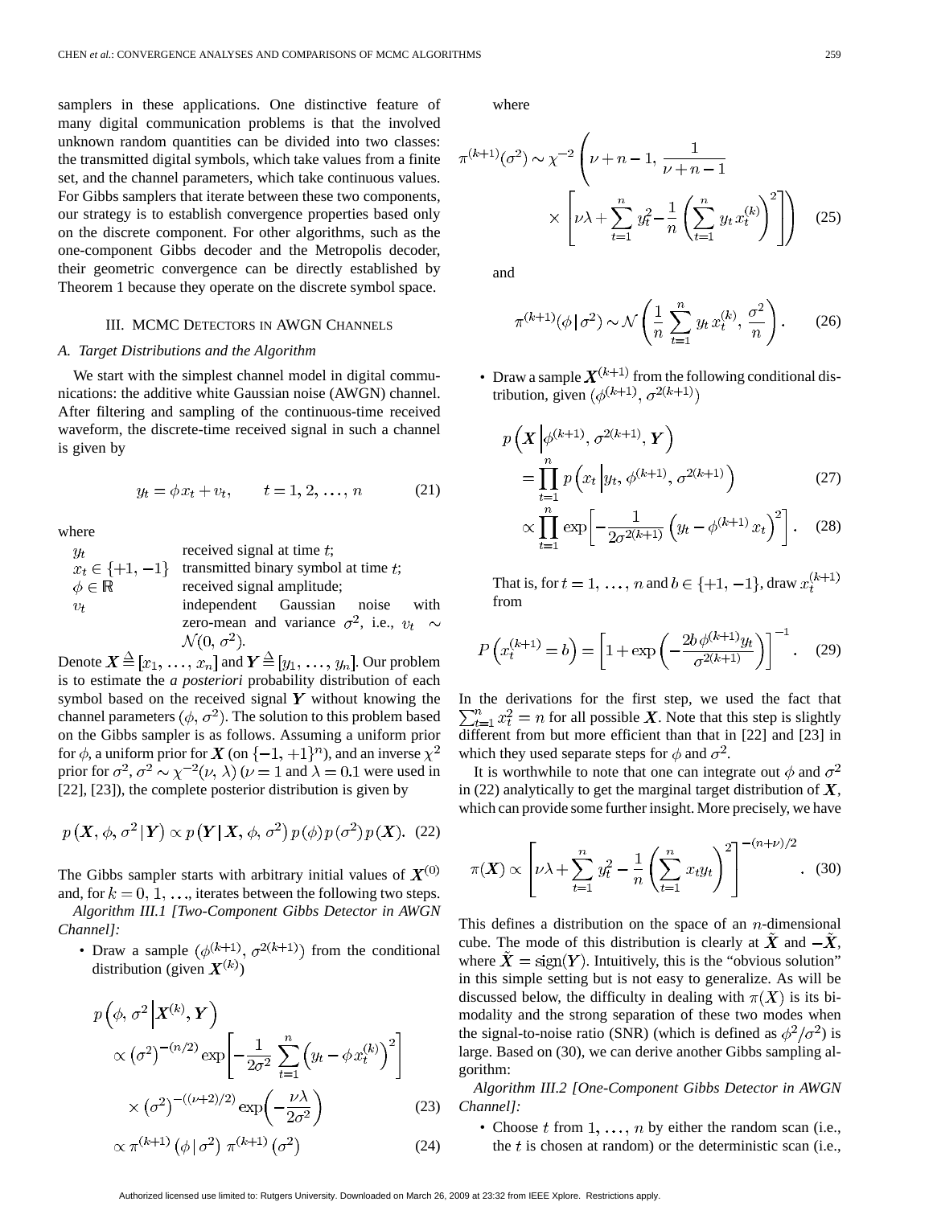samplers in these applications. One distinctive feature of many digital communication problems is that the involved unknown random quantities can be divided into two classes: the transmitted digital symbols, which take values from a finite set, and the channel parameters, which take continuous values. For Gibbs samplers that iterate between these two components, our strategy is to establish convergence properties based only on the discrete component. For other algorithms, such as the one-component Gibbs decoder and the Metropolis decoder, their geometric convergence can be directly established by Theorem 1 because they operate on the discrete symbol space.

## III. MCMC Detectors in AWGN Channels

### A. Target Distributions and the Algorithm

We start with the simplest channel model in digital communications: the additive white Gaussian noise (AWGN) channel. After filtering and sampling of the continuous-time received waveform, the discrete-time received signal in such a channel is given by

$$y_t = \phi x_t + v_t, \qquad t = 1, 2, \ldots, n \tag{21}$$

where

- $y_t$ received signal at time $t$;
- $x_t \in \{+1, -1\}$ transmitted binary symbol at time $t$;
- $\phi \in \mathbb{R}$ received signal amplitude;
- $v_t$ independent Gaussian noise with zero-mean and variance $\sigma^2$, i.e., $v_t \sim \mathcal{N}(0, \sigma^2)$.

Denote $\boldsymbol{X} \triangleq [x_1, \ldots, x_n]$ and $\boldsymbol{Y} \triangleq [y_1, \ldots, y_n]$. Our problem is to estimate the *a posteriori* probability distribution of each symbol based on the received signal $\boldsymbol{Y}$ without knowing the channel parameters $(\phi, \sigma^2)$. The solution to this problem based on the Gibbs sampler is as follows. Assuming a uniform prior for $\phi$, a uniform prior for $\boldsymbol{X}$ (on $\{-1, +1\}^n$), and an inverse $\chi^2$ prior for $\sigma^2$, $\sigma^2 \sim \chi^{-2}(\nu, \lambda)$ ($\nu = 1$ and $\lambda = 0.1$ were used in [22], [23]), the complete posterior distribution is given by

$$p(\boldsymbol{X}, \phi, \sigma^2 \,|\, \boldsymbol{Y}) \propto p(\boldsymbol{Y} \,|\, \boldsymbol{X}, \phi, \sigma^2)\, p(\phi)\, p(\sigma^2)\, p(\boldsymbol{X}). \tag{22}$$

The Gibbs sampler starts with arbitrary initial values of $\boldsymbol{X}^{(0)}$ and, for $k = 0, 1, \ldots$, iterates between the following two steps.

*Algorithm III.1 [Two-Component Gibbs Detector in AWGN Channel]:*

- Draw a sample $(\phi^{(k+1)}, \sigma^{2(k+1)})$ from the conditional distribution (given $\boldsymbol{X}^{(k)}$)

$$\begin{aligned}
p\left(\phi, \sigma^2 \,\middle|\, \boldsymbol{X}^{(k)}, \boldsymbol{Y}\right) &\propto \left(\sigma^2\right)^{-(n/2)} \exp\left[-\frac{1}{2\sigma^2} \sum_{t=1}^{n} \left(y_t - \phi x_t^{(k)}\right)^2\right] \\
&\quad \times \left(\sigma^2\right)^{-((\nu+2)/2)} \exp\left(-\frac{\nu\lambda}{2\sigma^2}\right) &(23)\\
&\propto \pi^{(k+1)}\left(\phi \,|\, \sigma^2\right) \pi^{(k+1)}\left(\sigma^2\right) &(24)
\end{aligned}$$

where

$$\pi^{(k+1)}(\sigma^2) \sim \chi^{-2}\left(\nu + n - 1,\, \frac{1}{\nu + n - 1} \times \left[\nu\lambda + \sum_{t=1}^{n} y_t^2 - \frac{1}{n}\left(\sum_{t=1}^{n} y_t x_t^{(k)}\right)^2\right]\right) \tag{25}$$

and

$$\pi^{(k+1)}(\phi \,|\, \sigma^2) \sim \mathcal{N}\left(\frac{1}{n}\sum_{t=1}^{n} y_t x_t^{(k)},\, \frac{\sigma^2}{n}\right). \tag{26}$$

- Draw a sample $\boldsymbol{X}^{(k+1)}$ from the following conditional distribution, given $(\phi^{(k+1)}, \sigma^{2(k+1)})$

$$\begin{aligned}
p\left(\boldsymbol{X} \,\middle|\, \phi^{(k+1)}, \sigma^{2(k+1)}, \boldsymbol{Y}\right) &= \prod_{t=1}^{n} p\left(x_t \,\middle|\, y_t, \phi^{(k+1)}, \sigma^{2(k+1)}\right) &(27)\\
&\propto \prod_{t=1}^{n} \exp\left[-\frac{1}{2\sigma^{2(k+1)}}\left(y_t - \phi^{(k+1)} x_t\right)^2\right]. &(28)
\end{aligned}$$

That is, for $t = 1, \ldots, n$ and $b \in \{+1, -1\}$, draw $x_t^{(k+1)}$ from

$$P\left(x_t^{(k+1)} = b\right) = \left[1 + \exp\left(-\frac{2b\,\phi^{(k+1)} y_t}{\sigma^{2(k+1)}}\right)\right]^{-1}. \tag{29}$$

In the derivations for the first step, we used the fact that $\sum_{t=1}^{n} x_t^2 = n$ for all possible $\boldsymbol{X}$. Note that this step is slightly different from but more efficient than that in [22] and [23] in which they used separate steps for $\phi$ and $\sigma^2$.

It is worthwhile to note that one can integrate out $\phi$ and $\sigma^2$ in (22) analytically to get the marginal target distribution of $\boldsymbol{X}$, which can provide some further insight. More precisely, we have

$$\pi(\boldsymbol{X}) \propto \left[\nu\lambda + \sum_{t=1}^{n} y_t^2 - \frac{1}{n}\left(\sum_{t=1}^{n} x_t y_t\right)^2\right]^{-(n+\nu)/2}. \tag{30}$$

This defines a distribution on the space of an $n$-dimensional cube. The mode of this distribution is clearly at $\tilde{\boldsymbol{X}}$ and $-\tilde{\boldsymbol{X}}$, where $\tilde{\boldsymbol{X}} = \text{sign}(\boldsymbol{Y})$. Intuitively, this is the "obvious solution" in this simple setting but is not easy to generalize. As will be discussed below, the difficulty in dealing with $\pi(\boldsymbol{X})$ is its bimodality and the strong separation of these two modes when the signal-to-noise ratio (SNR) (which is defined as $\phi^2/\sigma^2$) is large. Based on (30), we can derive another Gibbs sampling algorithm:

*Algorithm III.2 [One-Component Gibbs Detector in AWGN Channel]:*

- Choose $t$ from $1, \ldots, n$ by either the random scan (i.e., the $t$ is chosen at random) or the deterministic scan (i.e.,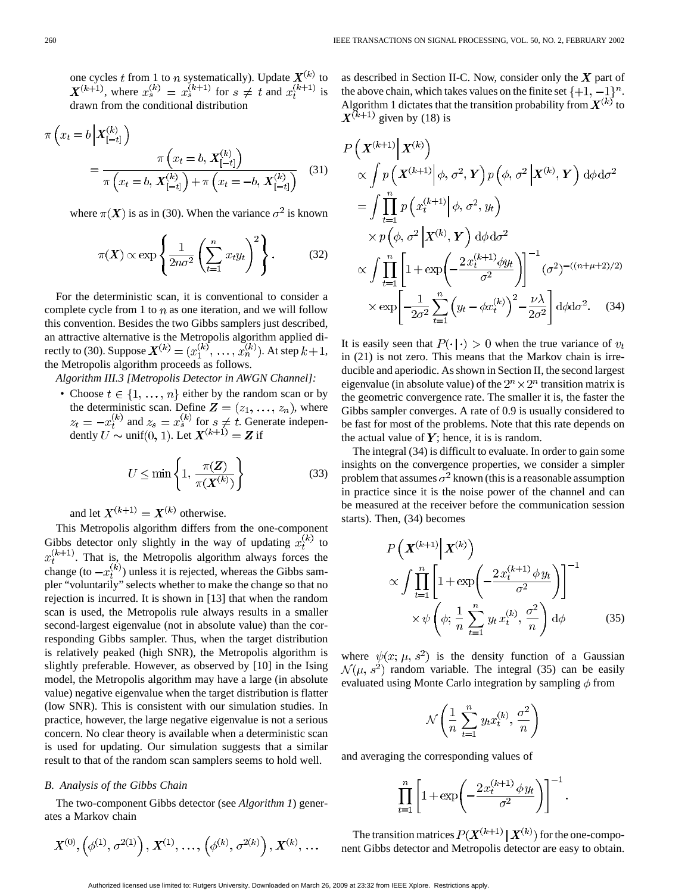one cycles $t$ from 1 to $n$ systematically). Update $\boldsymbol{X}^{(k)}$ to $\boldsymbol{X}^{(k+1)}$, where $x_s^{(k)} = x_s^{(k+1)}$ for $s \neq t$ and $x_t^{(k+1)}$ is drawn from the conditional distribution

$$\pi\left(x_t = b \,\middle|\, \boldsymbol{X}_{[-t]}^{(k)}\right) = \frac{\pi\left(x_t = b, \boldsymbol{X}_{[-t]}^{(k)}\right)}{\pi\left(x_t = b, \boldsymbol{X}_{[-t]}^{(k)}\right) + \pi\left(x_t = -b, \boldsymbol{X}_{[-t]}^{(k)}\right)} \quad (31)$$

where $\pi(\boldsymbol{X})$ is as in (30). When the variance $\sigma^2$ is known

$$\pi(\boldsymbol{X}) \propto \exp\left\{\frac{1}{2n\sigma^2}\left(\sum_{t=1}^{n} x_t y_t\right)^2\right\}. \quad (32)$$

For the deterministic scan, it is conventional to consider a complete cycle from 1 to $n$ as one iteration, and we will follow this convention. Besides the two Gibbs samplers just described, an attractive alternative is the Metropolis algorithm applied directly to (30). Suppose $\boldsymbol{X}^{(k)} = (x_1^{(k)}, \ldots, x_n^{(k)})$. At step $k+1$, the Metropolis algorithm proceeds as follows.

*Algorithm III.3 [Metropolis Detector in AWGN Channel]:*

- Choose $t \in \{1, \ldots, n\}$ either by the random scan or by the deterministic scan. Define $\boldsymbol{Z} = (z_1, \ldots, z_n)$, where $z_t = -x_t^{(k)}$ and $z_s = x_s^{(k)}$ for $s \neq t$. Generate independently $U \sim \text{unif}(0, 1)$. Let $\boldsymbol{X}^{(k+1)} = \boldsymbol{Z}$ if

$$U \leq \min\left\{1, \frac{\pi(\boldsymbol{Z})}{\pi(\boldsymbol{X}^{(k)})}\right\} \quad (33)$$

and let $\boldsymbol{X}^{(k+1)} = \boldsymbol{X}^{(k)}$ otherwise.

This Metropolis algorithm differs from the one-component Gibbs detector only slightly in the way of updating $x_t^{(k)}$ to $x_t^{(k+1)}$. That is, the Metropolis algorithm always forces the change (to $-x_t^{(k)}$) unless it is rejected, whereas the Gibbs sampler "voluntarily" selects whether to make the change so that no rejection is incurred. It is shown in [13] that when the random scan is used, the Metropolis rule always results in a smaller second-largest eigenvalue (not in absolute value) than the corresponding Gibbs sampler. Thus, when the target distribution is relatively peaked (high SNR), the Metropolis algorithm is slightly preferable. However, as observed by [10] in the Ising model, the Metropolis algorithm may have a large (in absolute value) negative eigenvalue when the target distribution is flatter (low SNR). This is consistent with our simulation studies. In practice, however, the large negative eigenvalue is not a serious concern. No clear theory is available when a deterministic scan is used for updating. Our simulation suggests that a similar result to that of the random scan samplers seems to hold well.

### B. Analysis of the Gibbs Chain

The two-component Gibbs detector (see *Algorithm 1*) generates a Markov chain

$$\boldsymbol{X}^{(0)}, \left(\phi^{(1)}, \sigma^{2(1)}\right), \boldsymbol{X}^{(1)}, \ldots, \left(\phi^{(k)}, \sigma^{2(k)}\right), \boldsymbol{X}^{(k)}, \ldots$$

as described in Section II-C. Now, consider only the $\boldsymbol{X}$ part of the above chain, which takes values on the finite set $\{+1, -1\}^n$. Algorithm 1 dictates that the transition probability from $\boldsymbol{X}^{(k)}$ to $\boldsymbol{X}^{(k+1)}$ given by (18) is

$$\begin{aligned}
P\left(\boldsymbol{X}^{(k+1)} \,\middle|\, \boldsymbol{X}^{(k)}\right) &\propto \int p\left(\boldsymbol{X}^{(k+1)} \,\middle|\, \phi, \sigma^2, \boldsymbol{Y}\right) p\left(\phi, \sigma^2 \,\middle|\, \boldsymbol{X}^{(k)}, \boldsymbol{Y}\right) d\phi\, d\sigma^2 \\
&= \int \prod_{t=1}^{n} p\left(x_t^{(k+1)} \,\middle|\, \phi, \sigma^2, y_t\right) \times p\left(\phi, \sigma^2 \,\middle|\, \boldsymbol{X}^{(k)}, \boldsymbol{Y}\right) d\phi\, d\sigma^2 \\
&\propto \int \prod_{t=1}^{n}\left[1 + \exp\left(-\frac{2x_t^{(k+1)}\phi y_t}{\sigma^2}\right)\right]^{-1} (\sigma^2)^{-((n+\mu+2)/2)} \\
&\quad \times \exp\left[-\frac{1}{2\sigma^2}\sum_{t=1}^{n}\left(y_t - \phi x_t^{(k)}\right)^2 - \frac{\nu\lambda}{2\sigma^2}\right] d\phi\, d\sigma^2. \quad (34)
\end{aligned}$$

It is easily seen that $P(\cdot \mid \cdot) > 0$ when the true variance of $v_t$ in (21) is not zero. This means that the Markov chain is irreducible and aperiodic. As shown in Section II, the second largest eigenvalue (in absolute value) of the $2^n \times 2^n$ transition matrix is the geometric convergence rate. The smaller it is, the faster the Gibbs sampler converges. A rate of 0.9 is usually considered to be fast for most of the problems. Note that this rate depends on the actual value of $\boldsymbol{Y}$; hence, it is is random.

The integral (34) is difficult to evaluate. In order to gain some insights on the convergence properties, we consider a simpler problem that assumes $\sigma^2$ known (this is a reasonable assumption in practice since it is the noise power of the channel and can be measured at the receiver before the communication session starts). Then, (34) becomes

$$\begin{aligned}
P\left(\boldsymbol{X}^{(k+1)} \,\middle|\, \boldsymbol{X}^{(k)}\right) &\propto \int \prod_{t=1}^{n}\left[1 + \exp\left(-\frac{2x_t^{(k+1)}\phi y_t}{\sigma^2}\right)\right]^{-1} \\
&\quad \times \psi\left(\phi; \frac{1}{n}\sum_{t=1}^{n} y_t x_t^{(k)}, \frac{\sigma^2}{n}\right) d\phi \quad (35)
\end{aligned}$$

where $\psi(x; \mu, s^2)$ is the density function of a Gaussian $\mathcal{N}(\mu, s^2)$ random variable. The integral (35) can be easily evaluated using Monte Carlo integration by sampling $\phi$ from

$$\mathcal{N}\left(\frac{1}{n}\sum_{t=1}^{n} y_t x_t^{(k)}, \frac{\sigma^2}{n}\right)$$

and averaging the corresponding values of

$$\prod_{t=1}^{n}\left[1 + \exp\left(-\frac{2x_t^{(k+1)}\phi y_t}{\sigma^2}\right)\right]^{-1}.$$

The transition matrices $P(\boldsymbol{X}^{(k+1)} \mid \boldsymbol{X}^{(k)})$ for the one-component Gibbs detector and Metropolis detector are easy to obtain.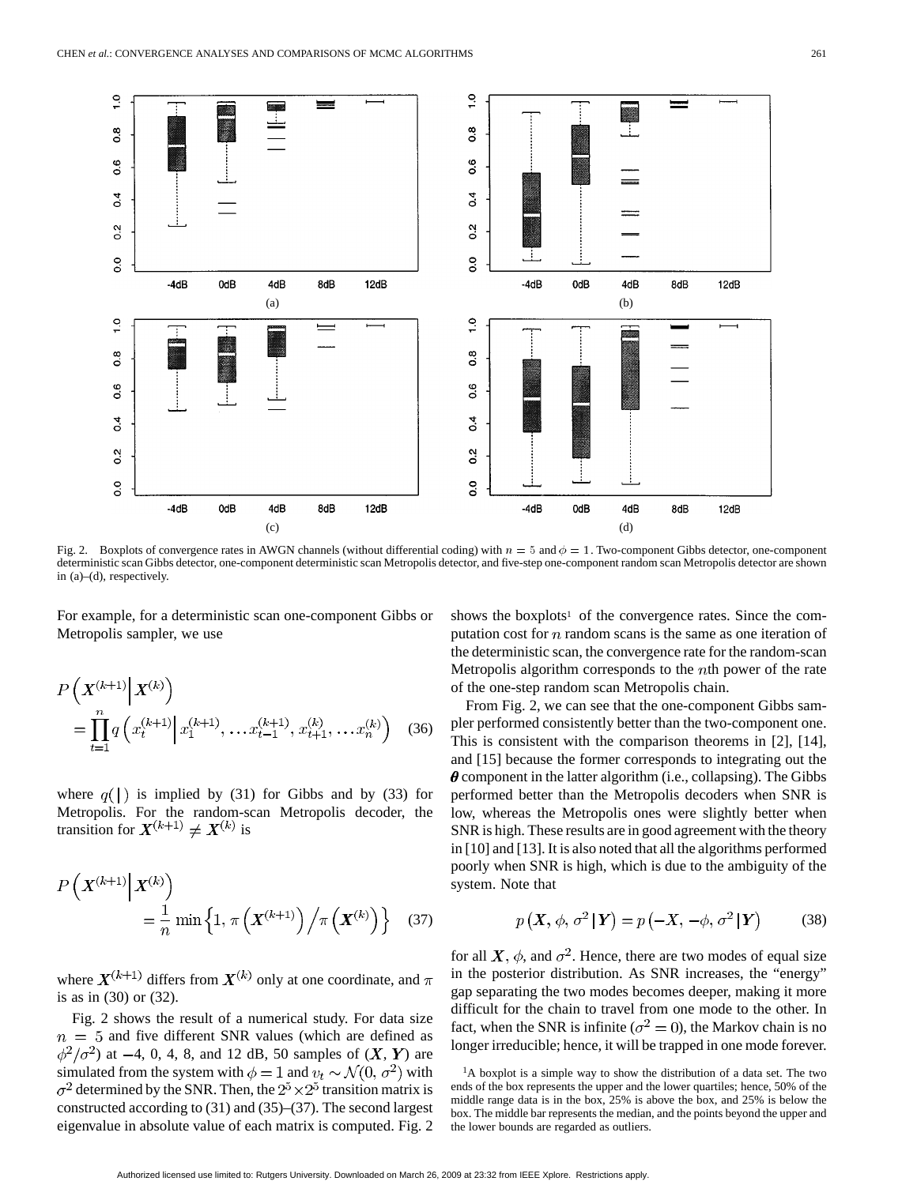Fig. 2. Boxplots of convergence rates in AWGN channels (without differential coding) with $n = 5$ and $\phi = 1$. Two-component Gibbs detector, one-component deterministic scan Gibbs detector, one-component deterministic scan Metropolis detector, and five-step one-component random scan Metropolis detector are shown in (a)–(d), respectively.

For example, for a deterministic scan one-component Gibbs or Metropolis sampler, we use

$$P\left(\boldsymbol{X}^{(k+1)} \middle| \boldsymbol{X}^{(k)}\right) = \prod_{t=1}^{n} q\left(x_t^{(k+1)} \middle| x_1^{(k+1)}, \ldots x_{t-1}^{(k+1)}, x_{t+1}^{(k)}, \ldots x_n^{(k)}\right) \quad (36)$$

where $q(|)$ is implied by (31) for Gibbs and by (33) for Metropolis. For the random-scan Metropolis decoder, the transition for $\boldsymbol{X}^{(k+1)} \neq \boldsymbol{X}^{(k)}$ is

$$P\left(\boldsymbol{X}^{(k+1)} \middle| \boldsymbol{X}^{(k)}\right) = \frac{1}{n} \min\left\{1, \pi\left(\boldsymbol{X}^{(k+1)}\right) \Big/ \pi\left(\boldsymbol{X}^{(k)}\right)\right\} \quad (37)$$

where $\boldsymbol{X}^{(k+1)}$ differs from $\boldsymbol{X}^{(k)}$ only at one coordinate, and $\pi$ is as in (30) or (32).

Fig. 2 shows the result of a numerical study. For data size $n = 5$ and five different SNR values (which are defined as $\phi^2/\sigma^2$) at $-4$, 0, 4, 8, and 12 dB, 50 samples of $(\boldsymbol{X}, \boldsymbol{Y})$ are simulated from the system with $\phi = 1$ and $v_t \sim \mathcal{N}(0, \sigma^2)$ with $\sigma^2$ determined by the SNR. Then, the $2^5 \times 2^5$ transition matrix is constructed according to (31) and (35)–(37). The second largest eigenvalue in absolute value of each matrix is computed. Fig. 2 shows the boxplots[1] of the convergence rates. Since the computation cost for $n$ random scans is the same as one iteration of the deterministic scan, the convergence rate for the random-scan Metropolis algorithm corresponds to the $n$th power of the rate of the one-step random scan Metropolis chain.

From Fig. 2, we can see that the one-component Gibbs sampler performed consistently better than the two-component one. This is consistent with the comparison theorems in [2], [14], and [15] because the former corresponds to integrating out the $\boldsymbol{\theta}$ component in the latter algorithm (i.e., collapsing). The Gibbs performed better than the Metropolis decoders when SNR is low, whereas the Metropolis ones were slightly better when SNR is high. These results are in good agreement with the theory in [10] and [13]. It is also noted that all the algorithms performed poorly when SNR is high, which is due to the ambiguity of the system. Note that

$$p\left(\boldsymbol{X}, \phi, \sigma^2 \,|\, \boldsymbol{Y}\right) = p\left(-\boldsymbol{X}, -\phi, \sigma^2 \,|\, \boldsymbol{Y}\right) \quad (38)$$

for all $\boldsymbol{X}$, $\phi$, and $\sigma^2$. Hence, there are two modes of equal size in the posterior distribution. As SNR increases, the "energy" gap separating the two modes becomes deeper, making it more difficult for the chain to travel from one mode to the other. In fact, when the SNR is infinite ($\sigma^2 = 0$), the Markov chain is no longer irreducible; hence, it will be trapped in one mode forever.

[1]A boxplot is a simple way to show the distribution of a data set. The two ends of the box represents the upper and the lower quartiles; hence, 50% of the middle range data is in the box, 25% is above the box, and 25% is below the box. The middle bar represents the median, and the points beyond the upper and the lower bounds are regarded as outliers.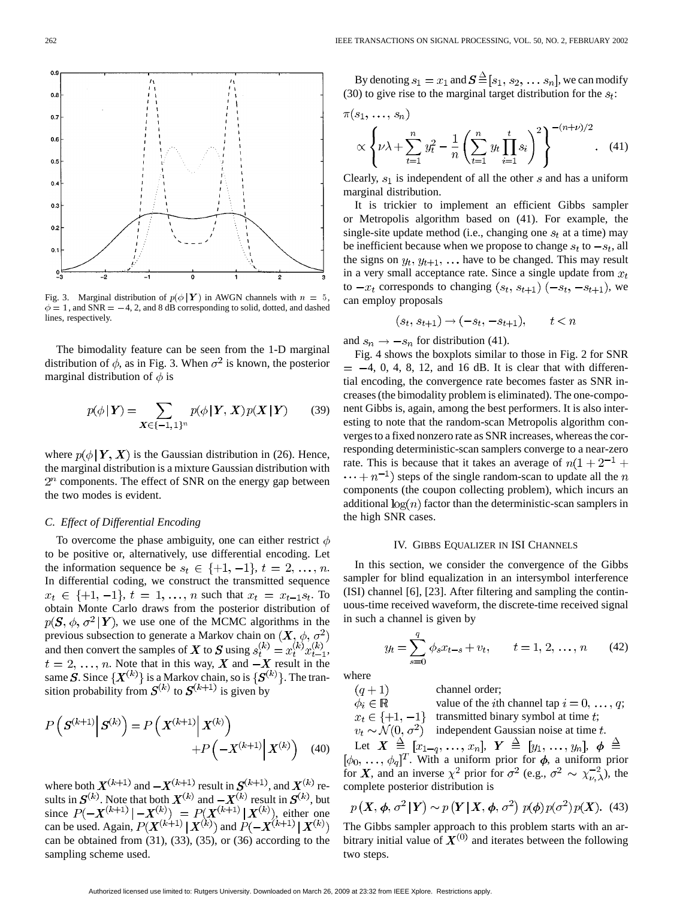Fig. 3. Marginal distribution of $p(\phi \mid \boldsymbol{Y})$ in AWGN channels with $n = 5$, $\phi = 1$, and SNR $= -4$, 2, and 8 dB corresponding to solid, dotted, and dashed lines, respectively.

The bimodality feature can be seen from the 1-D marginal distribution of $\phi$, as in Fig. 3. When $\sigma^2$ is known, the posterior marginal distribution of $\phi$ is

$$p(\phi \mid \boldsymbol{Y}) = \sum_{\boldsymbol{X} \in \{-1, 1\}^n} p(\phi \mid \boldsymbol{Y}, \boldsymbol{X}) p(\boldsymbol{X} \mid \boldsymbol{Y}) \tag{39}$$

where $p(\phi \mid \boldsymbol{Y}, \boldsymbol{X})$ is the Gaussian distribution in (26). Hence, the marginal distribution is a mixture Gaussian distribution with $2^n$ components. The effect of SNR on the energy gap between the two modes is evident.

### C. Effect of Differential Encoding

To overcome the phase ambiguity, one can either restrict $\phi$ to be positive or, alternatively, use differential encoding. Let the information sequence be $s_t \in \{+1, -1\}$, $t = 2, \ldots, n$. In differential coding, we construct the transmitted sequence $x_t \in \{+1, -1\}$, $t = 1, \ldots, n$ such that $x_t = x_{t-1} s_t$. To obtain Monte Carlo draws from the posterior distribution of $p(\boldsymbol{S}, \phi, \sigma^2 \mid \boldsymbol{Y})$, we use one of the MCMC algorithms in the previous subsection to generate a Markov chain on $(\boldsymbol{X}, \phi, \sigma^2)$ and then convert the samples of $\boldsymbol{X}$ to $\boldsymbol{S}$ using $s_t^{(k)} = x_t^{(k)} x_{t-1}^{(k)}$, $t = 2, \ldots, n$. Note that in this way, $\boldsymbol{X}$ and $-\boldsymbol{X}$ result in the same $\boldsymbol{S}$. Since $\{\boldsymbol{X}^{(k)}\}$ is a Markov chain, so is $\{\boldsymbol{S}^{(k)}\}$. The transition probability from $\boldsymbol{S}^{(k)}$ to $\boldsymbol{S}^{(k+1)}$ is given by

$$P\left(\boldsymbol{S}^{(k+1)} \middle| \boldsymbol{S}^{(k)}\right) = P\left(\boldsymbol{X}^{(k+1)} \middle| \boldsymbol{X}^{(k)}\right) + P\left(-\boldsymbol{X}^{(k+1)} \middle| \boldsymbol{X}^{(k)}\right) \tag{40}$$

where both $\boldsymbol{X}^{(k+1)}$ and $-\boldsymbol{X}^{(k+1)}$ result in $\boldsymbol{S}^{(k+1)}$, and $\boldsymbol{X}^{(k)}$ results in $\boldsymbol{S}^{(k)}$. Note that both $\boldsymbol{X}^{(k)}$ and $-\boldsymbol{X}^{(k)}$ result in $\boldsymbol{S}^{(k)}$, but since $P(-\boldsymbol{X}^{(k+1)} \mid -\boldsymbol{X}^{(k)}) = P(\boldsymbol{X}^{(k+1)} \mid \boldsymbol{X}^{(k)})$, either one can be used. Again, $P(\boldsymbol{X}^{(k+1)} \mid \boldsymbol{X}^{(k)})$ and $P(-\boldsymbol{X}^{(k+1)} \mid \boldsymbol{X}^{(k)})$ can be obtained from (31), (33), (35), or (36) according to the sampling scheme used.

By denoting $s_1 = x_1$ and $\boldsymbol{S} \triangleq [s_1, s_2, \ldots s_n]$, we can modify (30) to give rise to the marginal target distribution for the $s_t$:

$$\pi(s_1, \ldots, s_n) \propto \left\{ \nu\lambda + \sum_{t=1}^{n} y_t^2 - \frac{1}{n} \left( \sum_{t=1}^{n} y_t \prod_{i=1}^{t} s_i \right)^2 \right\}^{-(n+\nu)/2}. \tag{41}$$

Clearly, $s_1$ is independent of all the other $s$ and has a uniform marginal distribution.

It is trickier to implement an efficient Gibbs sampler or Metropolis algorithm based on (41). For example, the single-site update method (i.e., changing one $s_t$ at a time) may be inefficient because when we propose to change $s_t$ to $-s_t$, all the signs on $y_t, y_{t+1}, \ldots$ have to be changed. This may result in a very small acceptance rate. Since a single update from $x_t$ to $-x_t$ corresponds to changing $(s_t, s_{t+1})$ $(-s_t, -s_{t+1})$, we can employ proposals

$$(s_t, s_{t+1}) \rightarrow (-s_t, -s_{t+1}), \qquad t < n$$

and $s_n \rightarrow -s_n$ for distribution (41).

Fig. 4 shows the boxplots similar to those in Fig. 2 for SNR $= -4$, 0, 4, 8, 12, and 16 dB. It is clear that with differential encoding, the convergence rate becomes faster as SNR increases (the bimodality problem is eliminated). The one-component Gibbs is, again, among the best performers. It is also interesting to note that the random-scan Metropolis algorithm converges to a fixed nonzero rate as SNR increases, whereas the corresponding deterministic-scan samplers converge to a near-zero rate. This is because that it takes an average of $n(1 + 2^{-1} + \cdots + n^{-1})$ steps of the single random-scan to update all the $n$ components (the coupon collecting problem), which incurs an additional $\log(n)$ factor than the deterministic-scan samplers in the high SNR cases.

## IV. Gibbs Equalizer in ISI Channels

In this section, we consider the convergence of the Gibbs sampler for blind equalization in an intersymbol interference (ISI) channel [6], [23]. After filtering and sampling the continuous-time received waveform, the discrete-time received signal in such a channel is given by

$$y_t = \sum_{s=0}^{q} \phi_s x_{t-s} + v_t, \qquad t = 1, 2, \ldots, n \tag{42}$$

where

| | |
|---|---|
| $(q+1)$ | channel order; |
| $\phi_i \in \mathbb{R}$ | value of the $i$th channel tap $i = 0, \ldots, q$; |
| $x_t \in \{+1, -1\}$ | transmitted binary symbol at time $t$; |
| $v_t \sim \mathcal{N}(0, \sigma^2)$ | independent Gaussian noise at time $t$. |

Let $\boldsymbol{X} \triangleq [x_{1-q}, \ldots, x_n]$, $\boldsymbol{Y} \triangleq [y_1, \ldots, y_n]$, $\boldsymbol{\phi} \triangleq [\phi_0, \ldots, \phi_q]^T$. With a uniform prior for $\boldsymbol{\phi}$, a uniform prior for $\boldsymbol{X}$, and an inverse $\chi^2$ prior for $\sigma^2$ (e.g., $\sigma^2 \sim \chi_{\nu,\lambda}^{-2}$), the complete posterior distribution is

$$p\left(\boldsymbol{X}, \boldsymbol{\phi}, \sigma^2 \mid \boldsymbol{Y}\right) \sim p\left(\boldsymbol{Y} \mid \boldsymbol{X}, \boldsymbol{\phi}, \sigma^2\right) p(\boldsymbol{\phi}) p(\sigma^2) p(\boldsymbol{X}). \tag{43}$$

The Gibbs sampler approach to this problem starts with an arbitrary initial value of $\boldsymbol{X}^{(0)}$ and iterates between the following two steps.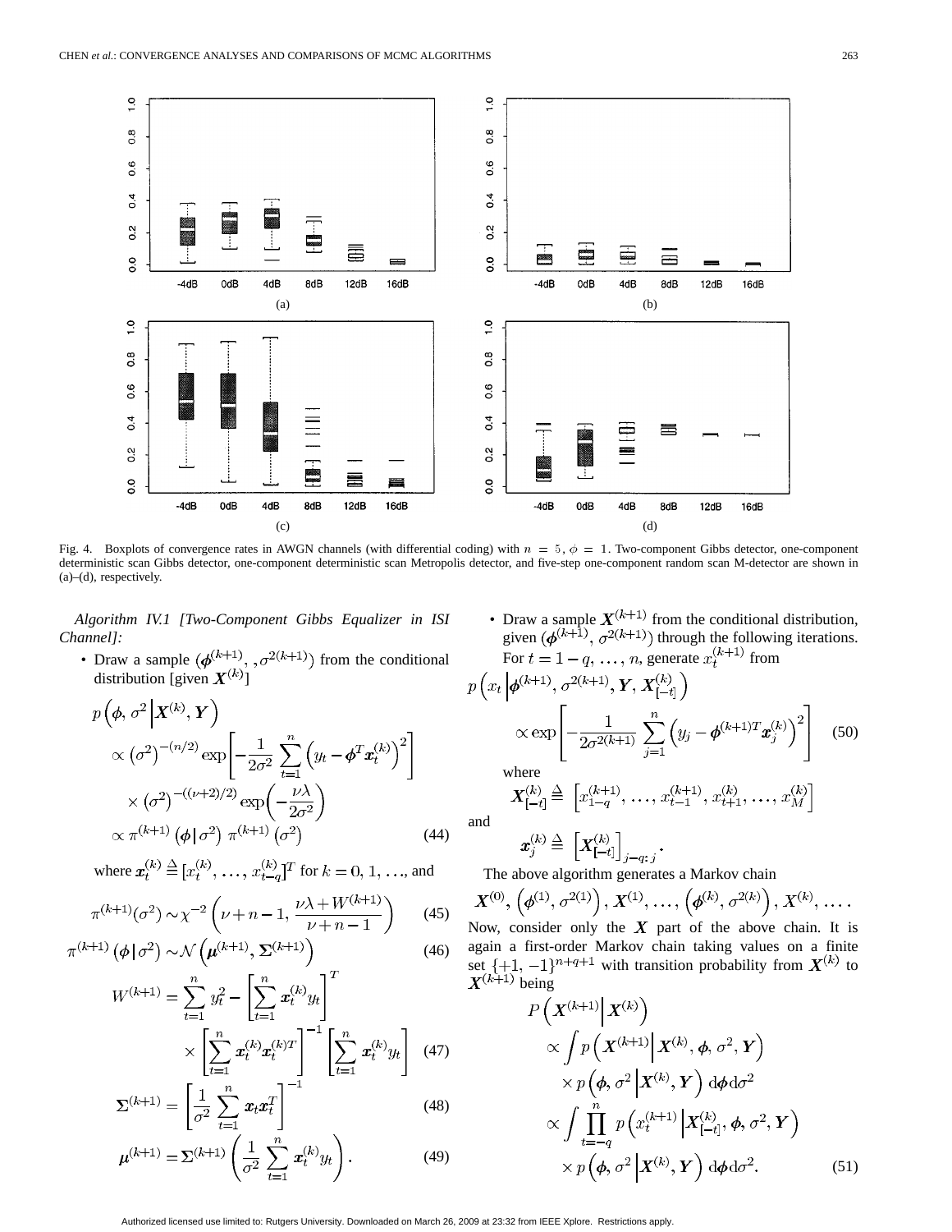Fig. 4. Boxplots of convergence rates in AWGN channels (with differential coding) with $n = 5$, $\phi = 1$. Two-component Gibbs detector, one-component deterministic scan Gibbs detector, one-component deterministic scan Metropolis detector, and five-step one-component random scan M-detector are shown in (a)–(d), respectively.

*Algorithm IV.1 [Two-Component Gibbs Equalizer in ISI Channel]:*

- Draw a sample $(\boldsymbol{\phi}^{(k+1)}, , \sigma^{2(k+1)})$ from the conditional distribution [given $\boldsymbol{X}^{(k)}$]

$$
\begin{aligned}
p\left(\boldsymbol{\phi}, \sigma^2 \,\middle|\, \boldsymbol{X}^{(k)}, \boldsymbol{Y}\right)
&\propto \left(\sigma^2\right)^{-(n/2)} \exp\left[-\frac{1}{2\sigma^2}\sum_{t=1}^{n}\left(y_t - \boldsymbol{\phi}^T\boldsymbol{x}_t^{(k)}\right)^2\right] \\
&\quad \times \left(\sigma^2\right)^{-((\nu+2)/2)} \exp\left(-\frac{\nu\lambda}{2\sigma^2}\right) \\
&\propto \pi^{(k+1)}\left(\boldsymbol{\phi} \,|\, \sigma^2\right) \pi^{(k+1)}\left(\sigma^2\right)
\end{aligned} \tag{44}
$$

where $\boldsymbol{x}_t^{(k)} \triangleq [x_t^{(k)}, \ldots, x_{t-q}^{(k)}]^T$ for $k = 0, 1, \ldots$, and

$$
\pi^{(k+1)}(\sigma^2) \sim \chi^{-2}\left(\nu + n - 1, \frac{\nu\lambda + W^{(k+1)}}{\nu + n - 1}\right) \tag{45}
$$

$$
\pi^{(k+1)}\left(\boldsymbol{\phi} \,|\, \sigma^2\right) \sim \mathcal{N}\left(\boldsymbol{\mu}^{(k+1)}, \boldsymbol{\Sigma}^{(k+1)}\right) \tag{46}
$$

$$
\begin{aligned}
W^{(k+1)} &= \sum_{t=1}^{n} y_t^2 - \left[\sum_{t=1}^{n} \boldsymbol{x}_t^{(k)} y_t\right]^T \\
&\quad \times \left[\sum_{t=1}^{n} \boldsymbol{x}_t^{(k)} \boldsymbol{x}_t^{(k)T}\right]^{-1} \left[\sum_{t=1}^{n} \boldsymbol{x}_t^{(k)} y_t\right]
\end{aligned} \tag{47}
$$

$$
\boldsymbol{\Sigma}^{(k+1)} = \left[\frac{1}{\sigma^2}\sum_{t=1}^{n} \boldsymbol{x}_t \boldsymbol{x}_t^T\right]^{-1} \tag{48}
$$

$$
\boldsymbol{\mu}^{(k+1)} = \boldsymbol{\Sigma}^{(k+1)} \left(\frac{1}{\sigma^2}\sum_{t=1}^{n} \boldsymbol{x}_t^{(k)} y_t\right). \tag{49}
$$

- Draw a sample $\boldsymbol{X}^{(k+1)}$ from the conditional distribution, given $(\boldsymbol{\phi}^{(k+1)}, \sigma^{2(k+1)})$ through the following iterations. For $t = 1 - q, \ldots, n$, generate $x_t^{(k+1)}$ from

$$
\begin{aligned}
p&\left(x_t \,\middle|\, \boldsymbol{\phi}^{(k+1)}, \sigma^{2(k+1)}, \boldsymbol{Y}, \boldsymbol{X}_{[-t]}^{(k)}\right) \\
&\propto \exp\left[-\frac{1}{2\sigma^{2(k+1)}}\sum_{j=1}^{n}\left(y_j - \boldsymbol{\phi}^{(k+1)T}\boldsymbol{x}_j^{(k)}\right)^2\right]
\end{aligned} \tag{50}
$$

where

$$
\boldsymbol{X}_{[-t]}^{(k)} \triangleq \left[x_{1-q}^{(k+1)}, \ldots, x_{t-1}^{(k+1)}, x_{t+1}^{(k)}, \ldots, x_M^{(k)}\right]
$$

and

$$
\boldsymbol{x}_j^{(k)} \triangleq \left[\boldsymbol{X}_{[-t]}^{(k)}\right]_{j-q:j}.
$$

The above algorithm generates a Markov chain

$$
\boldsymbol{X}^{(0)}, \left(\boldsymbol{\phi}^{(1)}, \sigma^{2(1)}\right), \boldsymbol{X}^{(1)}, \ldots, \left(\boldsymbol{\phi}^{(k)}, \sigma^{2(k)}\right), \boldsymbol{X}^{(k)}, \ldots.
$$

Now, consider only the $\boldsymbol{X}$ part of the above chain. It is again a first-order Markov chain taking values on a finite set $\{+1, -1\}^{n+q+1}$ with transition probability from $\boldsymbol{X}^{(k)}$ to $\boldsymbol{X}^{(k+1)}$ being

$$
\begin{aligned}
P&\left(\boldsymbol{X}^{(k+1)} \,\middle|\, \boldsymbol{X}^{(k)}\right) \\
&\propto \int p\left(\boldsymbol{X}^{(k+1)} \,\middle|\, \boldsymbol{X}^{(k)}, \boldsymbol{\phi}, \sigma^2, \boldsymbol{Y}\right) \\
&\qquad \times p\left(\boldsymbol{\phi}, \sigma^2 \,\middle|\, \boldsymbol{X}^{(k)}, \boldsymbol{Y}\right) \mathrm{d}\boldsymbol{\phi}\mathrm{d}\sigma^2 \\
&\propto \int \prod_{t=-q}^{n} p\left(x_t^{(k+1)} \,\middle|\, \boldsymbol{X}_{[-t]}^{(k)}, \boldsymbol{\phi}, \sigma^2, \boldsymbol{Y}\right) \\
&\qquad \times p\left(\boldsymbol{\phi}, \sigma^2 \,\middle|\, \boldsymbol{X}^{(k)}, \boldsymbol{Y}\right) \mathrm{d}\boldsymbol{\phi}\mathrm{d}\sigma^2.
\end{aligned} \tag{51}
$$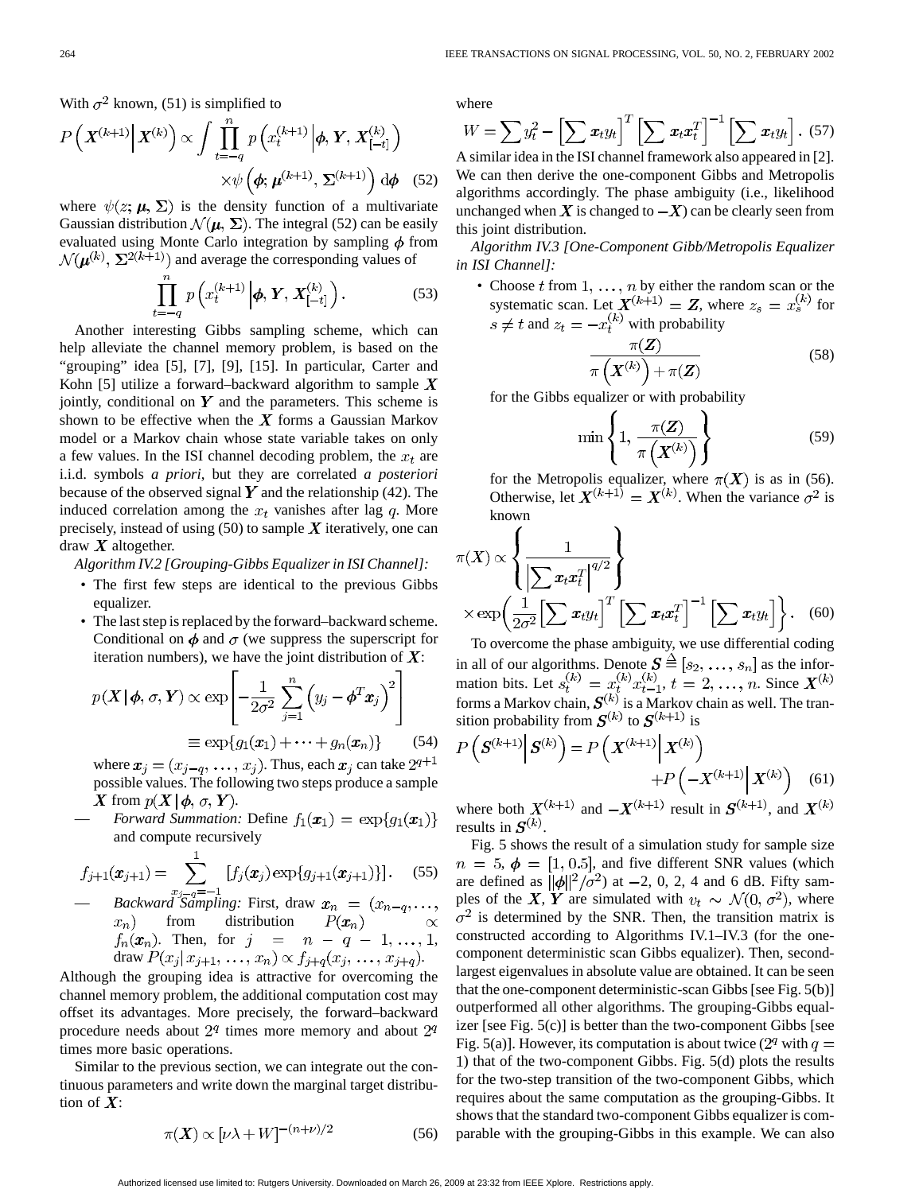With $\sigma^2$ known, (51) is simplified to

$$P\left(\boldsymbol{X}^{(k+1)}\middle|\boldsymbol{X}^{(k)}\right) \propto \int \prod_{t=-q}^{n} p\left(x_t^{(k+1)}\middle|\boldsymbol{\phi}, \boldsymbol{Y}, \boldsymbol{X}_{[-t]}^{(k)}\right) \times \psi\left(\boldsymbol{\phi}; \boldsymbol{\mu}^{(k+1)}, \boldsymbol{\Sigma}^{(k+1)}\right) d\boldsymbol{\phi} \quad (52)$$

where $\psi(z; \boldsymbol{\mu}, \boldsymbol{\Sigma})$ is the density function of a multivariate Gaussian distribution $\mathcal{N}(\boldsymbol{\mu}, \boldsymbol{\Sigma})$. The integral (52) can be easily evaluated using Monte Carlo integration by sampling $\boldsymbol{\phi}$ from $\mathcal{N}(\boldsymbol{\mu}^{(k)}, \boldsymbol{\Sigma}^{2(k+1)})$ and average the corresponding values of

$$\prod_{t=-q}^{n} p\left(x_t^{(k+1)}\middle|\boldsymbol{\phi}, \boldsymbol{Y}, \boldsymbol{X}_{[-t]}^{(k)}\right). \quad (53)$$

Another interesting Gibbs sampling scheme, which can help alleviate the channel memory problem, is based on the "grouping" idea [5], [7], [9], [15]. In particular, Carter and Kohn [5] utilize a forward–backward algorithm to sample $\boldsymbol{X}$ jointly, conditional on $\boldsymbol{Y}$ and the parameters. This scheme is shown to be effective when the $\boldsymbol{X}$ forms a Gaussian Markov model or a Markov chain whose state variable takes on only a few values. In the ISI channel decoding problem, the $x_t$ are i.i.d. symbols *a priori*, but they are correlated *a posteriori* because of the observed signal $\boldsymbol{Y}$ and the relationship (42). The induced correlation among the $x_t$ vanishes after lag $q$. More precisely, instead of using (50) to sample $\boldsymbol{X}$ iteratively, one can draw $\boldsymbol{X}$ altogether.

*Algorithm IV.2 [Grouping-Gibbs Equalizer in ISI Channel]:*

- The first few steps are identical to the previous Gibbs equalizer.
- The last step is replaced by the forward–backward scheme. Conditional on $\boldsymbol{\phi}$ and $\sigma$ (we suppress the superscript for iteration numbers), we have the joint distribution of $\boldsymbol{X}$:

$$p(\boldsymbol{X}\,|\,\boldsymbol{\phi}, \sigma, \boldsymbol{Y}) \propto \exp\left[-\frac{1}{2\sigma^2}\sum_{j=1}^{n}\left(y_j - \boldsymbol{\phi}^T\boldsymbol{x}_j\right)^2\right] \equiv \exp\{g_1(\boldsymbol{x}_1) + \cdots + g_n(\boldsymbol{x}_n)\} \quad (54)$$

  where $\boldsymbol{x}_j = (x_{j-q}, \ldots, x_j)$. Thus, each $\boldsymbol{x}_j$ can take $2^{q+1}$ possible values. The following two steps produce a sample $\boldsymbol{X}$ from $p(\boldsymbol{X}\,|\,\boldsymbol{\phi}, \sigma, \boldsymbol{Y})$.

  — *Forward Summation:* Define $f_1(\boldsymbol{x}_1) = \exp\{g_1(\boldsymbol{x}_1)\}$ and compute recursively

$$f_{j+1}(\boldsymbol{x}_{j+1}) = \sum_{x_{j-q}=-1}^{1}\left[f_j(\boldsymbol{x}_j)\exp\{g_{j+1}(\boldsymbol{x}_{j+1})\}\right]. \quad (55)$$

  — *Backward Sampling:* First, draw $\boldsymbol{x}_n = (x_{n-q}, \ldots, x_n)$ from distribution $P(\boldsymbol{x}_n) \propto f_n(\boldsymbol{x}_n)$. Then, for $j = n-q-1, \ldots, 1$, draw $P(x_j|\,x_{j+1}, \ldots, x_n) \propto f_{j+q}(x_j, \ldots, x_{j+q})$.

Although the grouping idea is attractive for overcoming the channel memory problem, the additional computation cost may offset its advantages. More precisely, the forward–backward procedure needs about $2^q$ times more memory and about $2^q$ times more basic operations.

Similar to the previous section, we can integrate out the continuous parameters and write down the marginal target distribution of $\boldsymbol{X}$:

$$\pi(\boldsymbol{X}) \propto [\nu\lambda + W]^{-(n+\nu)/2} \quad (56)$$

where

$$W = \sum y_t^2 - \left[\sum \boldsymbol{x}_t y_t\right]^T \left[\sum \boldsymbol{x}_t \boldsymbol{x}_t^T\right]^{-1}\left[\sum \boldsymbol{x}_t y_t\right]. \quad (57)$$

A similar idea in the ISI channel framework also appeared in [2]. We can then derive the one-component Gibbs and Metropolis algorithms accordingly. The phase ambiguity (i.e., likelihood unchanged when $\boldsymbol{X}$ is changed to $-\boldsymbol{X}$) can be clearly seen from this joint distribution.

*Algorithm IV.3 [One-Component Gibb/Metropolis Equalizer in ISI Channel]:*

- Choose $t$ from $1, \ldots, n$ by either the random scan or the systematic scan. Let $\boldsymbol{X}^{(k+1)} = \boldsymbol{Z}$, where $z_s = x_s^{(k)}$ for $s \neq t$ and $z_t = -x_t^{(k)}$ with probability

$$\frac{\pi(\boldsymbol{Z})}{\pi\left(\boldsymbol{X}^{(k)}\right) + \pi(\boldsymbol{Z})} \quad (58)$$

  for the Gibbs equalizer or with probability

$$\min\left\{1, \frac{\pi(\boldsymbol{Z})}{\pi\left(\boldsymbol{X}^{(k)}\right)}\right\} \quad (59)$$

  for the Metropolis equalizer, where $\pi(\boldsymbol{X})$ is as in (56). Otherwise, let $\boldsymbol{X}^{(k+1)} = \boldsymbol{X}^{(k)}$. When the variance $\sigma^2$ is known

$$\pi(X) \propto \left\{\frac{1}{\left|\sum \boldsymbol{x}_t \boldsymbol{x}_t^T\right|^{q/2}}\right\} \times \exp\left(\frac{1}{2\sigma^2}\left[\sum \boldsymbol{x}_t y_t\right]^T \left[\sum \boldsymbol{x}_t \boldsymbol{x}_t^T\right]^{-1}\left[\sum \boldsymbol{x}_t y_t\right]\right\}. \quad (60)$$

To overcome the phase ambiguity, we use differential coding in all of our algorithms. Denote $\boldsymbol{S} \triangleq [s_2, \ldots, s_n]$ as the information bits. Let $s_t^{(k)} = x_t^{(k)} x_{t-1}^{(k)}$, $t = 2, \ldots, n$. Since $\boldsymbol{X}^{(k)}$ forms a Markov chain, $\boldsymbol{S}^{(k)}$ is a Markov chain as well. The transition probability from $\boldsymbol{S}^{(k)}$ to $\boldsymbol{S}^{(k+1)}$ is

$$P\left(\boldsymbol{S}^{(k+1)}\middle|\boldsymbol{S}^{(k)}\right) = P\left(\boldsymbol{X}^{(k+1)}\middle|\boldsymbol{X}^{(k)}\right) + P\left(-\boldsymbol{X}^{(k+1)}\middle|\boldsymbol{X}^{(k)}\right) \quad (61)$$

where both $X^{(k+1)}$ and $-\boldsymbol{X}^{(k+1)}$ result in $\boldsymbol{S}^{(k+1)}$, and $\boldsymbol{X}^{(k)}$ results in $\boldsymbol{S}^{(k)}$.

Fig. 5 shows the result of a simulation study for sample size $n = 5$, $\boldsymbol{\phi} = [1, 0.5]$, and five different SNR values (which are defined as $\|\boldsymbol{\phi}\|^2/\sigma^2$) at $-2$, 0, 2, 4 and 6 dB. Fifty samples of the $\boldsymbol{X}, \boldsymbol{Y}$ are simulated with $v_t \sim \mathcal{N}(0, \sigma^2)$, where $\sigma^2$ is determined by the SNR. Then, the transition matrix is constructed according to Algorithms IV.1–IV.3 (for the one-component deterministic scan Gibbs equalizer). Then, second-largest eigenvalues in absolute value are obtained. It can be seen that the one-component deterministic-scan Gibbs [see Fig. 5(b)] outperformed all other algorithms. The grouping-Gibbs equalizer [see Fig. 5(c)] is better than the two-component Gibbs [see Fig. 5(a)]. However, its computation is about twice ($2^q$ with $q = 1$) that of the two-component Gibbs. Fig. 5(d) plots the results for the two-step transition of the two-component Gibbs, which requires about the same computation as the grouping-Gibbs. It shows that the standard two-component Gibbs equalizer is comparable with the grouping-Gibbs in this example. We can also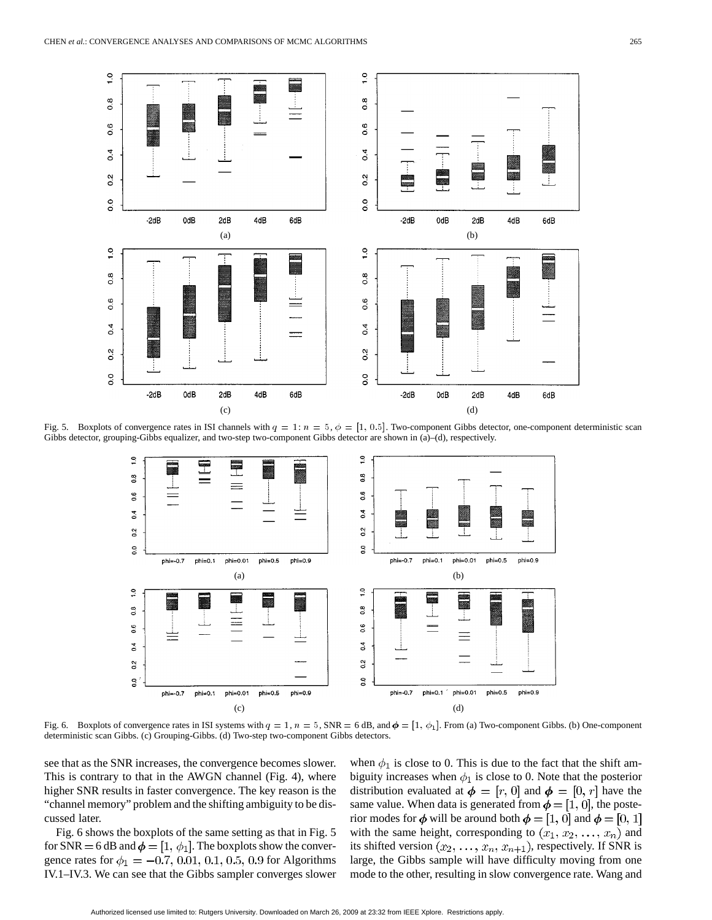Fig. 5. Boxplots of convergence rates in ISI channels with $q = 1$: $n = 5$, $\phi = [1, 0.5]$. Two-component Gibbs detector, one-component deterministic scan Gibbs detector, grouping-Gibbs equalizer, and two-step two-component Gibbs detector are shown in (a)–(d), respectively.

Fig. 6. Boxplots of convergence rates in ISI systems with $q = 1$, $n = 5$, SNR $= 6$ dB, and $\boldsymbol{\phi} = [1, \phi_1]$. From (a) Two-component Gibbs. (b) One-component deterministic scan Gibbs. (c) Grouping-Gibbs. (d) Two-step two-component Gibbs detectors.

see that as the SNR increases, the convergence becomes slower. This is contrary to that in the AWGN channel (Fig. 4), where higher SNR results in faster convergence. The key reason is the "channel memory" problem and the shifting ambiguity to be discussed later.

Fig. 6 shows the boxplots of the same setting as that in Fig. 5 for SNR $= 6$ dB and $\boldsymbol{\phi} = [1, \phi_1]$. The boxplots show the convergence rates for $\phi_1 = -0.7, 0.01, 0.1, 0.5, 0.9$ for Algorithms IV.1–IV.3. We can see that the Gibbs sampler converges slower when $\phi_1$ is close to 0. This is due to the fact that the shift ambiguity increases when $\phi_1$ is close to 0. Note that the posterior distribution evaluated at $\boldsymbol{\phi} = [r, 0]$ and $\boldsymbol{\phi} = [0, r]$ have the same value. When data is generated from $\boldsymbol{\phi} = [1, 0]$, the posterior modes for $\boldsymbol{\phi}$ will be around both $\boldsymbol{\phi} = [1, 0]$ and $\boldsymbol{\phi} = [0, 1]$ with the same height, corresponding to $(x_1, x_2, \ldots, x_n)$ and its shifted version $(x_2, \ldots, x_n, x_{n+1})$, respectively. If SNR is large, the Gibbs sample will have difficulty moving from one mode to the other, resulting in slow convergence rate. Wang and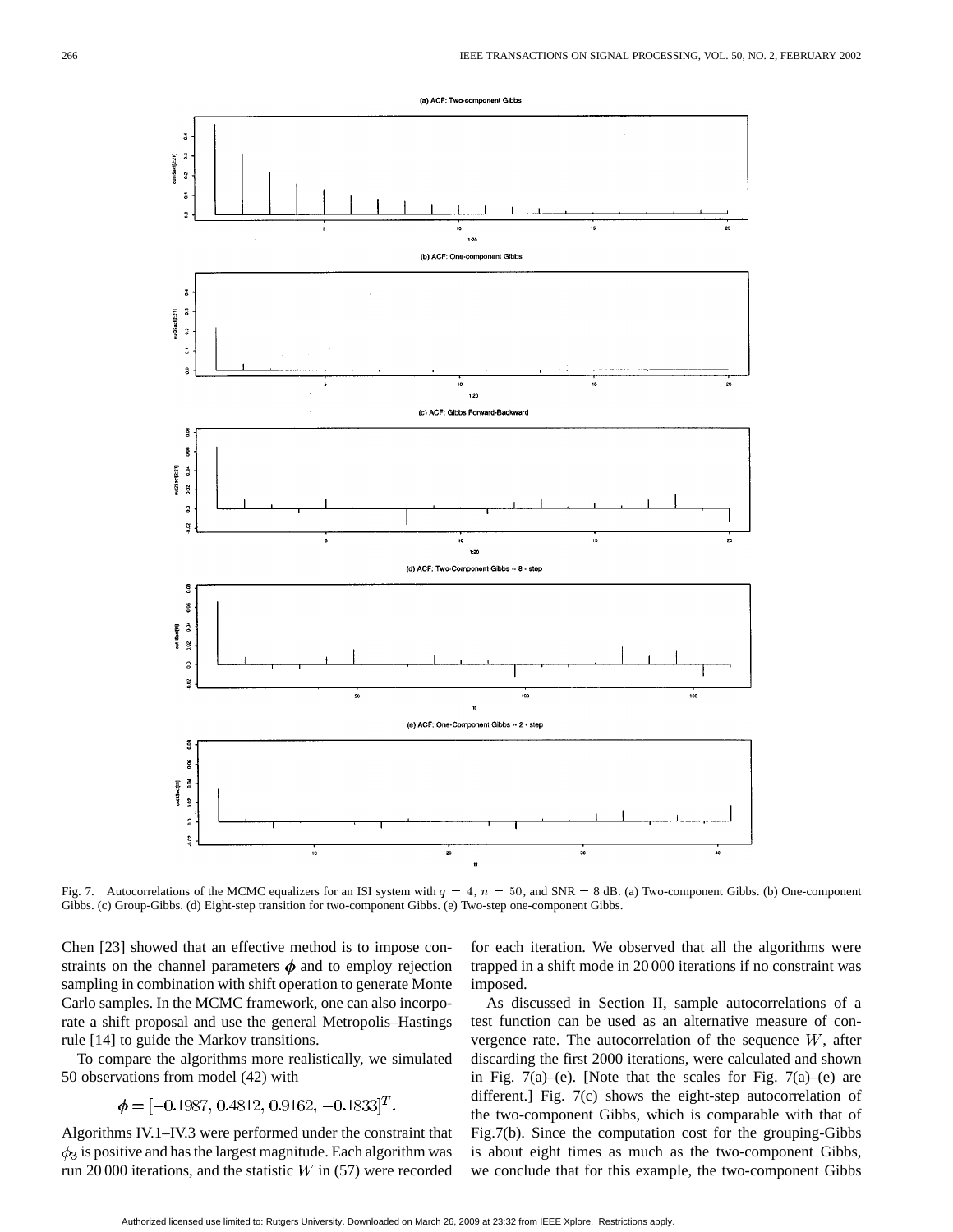Fig. 7. Autocorrelations of the MCMC equalizers for an ISI system with $q = 4$, $n = 50$, and SNR $= 8$ dB. (a) Two-component Gibbs. (b) One-component Gibbs. (c) Group-Gibbs. (d) Eight-step transition for two-component Gibbs. (e) Two-step one-component Gibbs.

Chen [23] showed that an effective method is to impose constraints on the channel parameters $\boldsymbol{\phi}$ and to employ rejection sampling in combination with shift operation to generate Monte Carlo samples. In the MCMC framework, one can also incorporate a shift proposal and use the general Metropolis–Hastings rule [14] to guide the Markov transitions.

To compare the algorithms more realistically, we simulated 50 observations from model (42) with

$$\boldsymbol{\phi} = [-0.1987, 0.4812, 0.9162, -0.1833]^T.$$

Algorithms IV.1–IV.3 were performed under the constraint that $\phi_3$ is positive and has the largest magnitude. Each algorithm was run 20 000 iterations, and the statistic $W$ in (57) were recorded for each iteration. We observed that all the algorithms were trapped in a shift mode in 20 000 iterations if no constraint was imposed.

As discussed in Section II, sample autocorrelations of a test function can be used as an alternative measure of convergence rate. The autocorrelation of the sequence $W$, after discarding the first 2000 iterations, were calculated and shown in Fig. 7(a)–(e). [Note that the scales for Fig. 7(a)–(e) are different.] Fig. 7(c) shows the eight-step autocorrelation of the two-component Gibbs, which is comparable with that of Fig.7(b). Since the computation cost for the grouping-Gibbs is about eight times as much as the two-component Gibbs, we conclude that for this example, the two-component Gibbs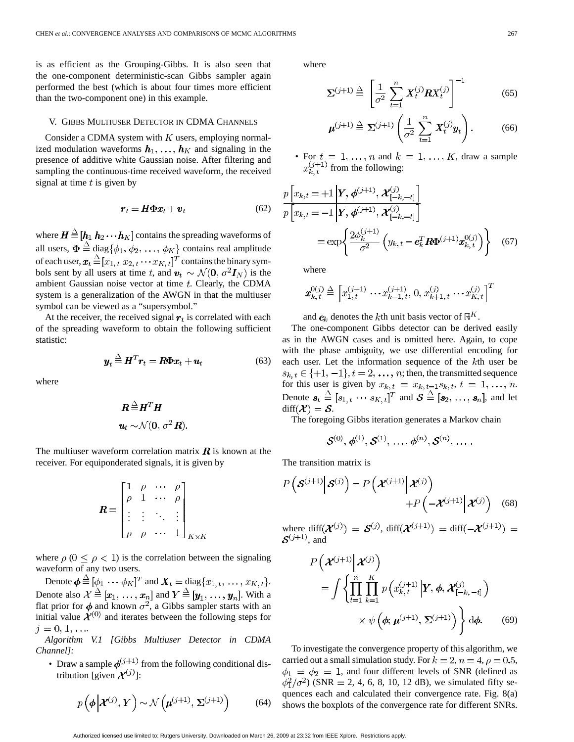is as efficient as the Grouping-Gibbs. It is also seen that the one-component deterministic-scan Gibbs sampler again performed the best (which is about four times more efficient than the two-component one) in this example.

## V. Gibbs Multiuser Detector in CDMA Channels

Consider a CDMA system with $K$ users, employing normalized modulation waveforms $\boldsymbol{h}_1, \ldots, \boldsymbol{h}_K$ and signaling in the presence of additive white Gaussian noise. After filtering and sampling the continuous-time received waveform, the received signal at time $t$ is given by

$$\boldsymbol{r}_t = \boldsymbol{H}\boldsymbol{\Phi}\boldsymbol{x}_t + \boldsymbol{v}_t \tag{62}$$

where $\boldsymbol{H} \triangleq [\boldsymbol{h}_1\ \boldsymbol{h}_2 \cdots \boldsymbol{h}_K]$ contains the spreading waveforms of all users, $\boldsymbol{\Phi} \triangleq \mathrm{diag}\{\phi_1, \phi_2, \ldots, \phi_K\}$ contains real amplitude of each user, $\boldsymbol{x}_t \triangleq [x_{1,t}\ x_{2,t} \cdots x_{K,t}]^T$ contains the binary symbols sent by all users at time $t$, and $\boldsymbol{v}_t \sim \mathcal{N}(\boldsymbol{0}, \sigma^2 \boldsymbol{I}_N)$ is the ambient Gaussian noise vector at time $t$. Clearly, the CDMA system is a generalization of the AWGN in that the multiuser symbol can be viewed as a "supersymbol."

At the receiver, the received signal $\boldsymbol{r}_t$ is correlated with each of the spreading waveform to obtain the following sufficient statistic:

$$\boldsymbol{y}_t \triangleq \boldsymbol{H}^T \boldsymbol{r}_t = \boldsymbol{R}\boldsymbol{\Phi}\boldsymbol{x}_t + \boldsymbol{u}_t \tag{63}$$

where

$$\boldsymbol{R} \triangleq \boldsymbol{H}^T \boldsymbol{H}$$
$$\boldsymbol{u}_t \sim \mathcal{N}(\boldsymbol{0}, \sigma^2 \boldsymbol{R}).$$

The multiuser waveform correlation matrix $\boldsymbol{R}$ is known at the receiver. For equiponderated signals, it is given by

$$\boldsymbol{R} = \begin{bmatrix} 1 & \rho & \cdots & \rho \\ \rho & 1 & \cdots & \rho \\ \vdots & \vdots & \ddots & \vdots \\ \rho & \rho & \cdots & 1 \end{bmatrix}_{K \times K}$$

where $\rho$ ($0 \le \rho < 1$) is the correlation between the signaling waveform of any two users.

Denote $\boldsymbol{\phi} \triangleq [\phi_1 \cdots \phi_K]^T$ and $\boldsymbol{X}_t = \mathrm{diag}\{x_{1,t}, \ldots, x_{K,t}\}$. Denote also $\mathcal{X} \triangleq [\boldsymbol{x}_1, \ldots, \boldsymbol{x}_n]$ and $Y \triangleq [\boldsymbol{y}_1, \ldots, \boldsymbol{y}_n]$. With a flat prior for $\boldsymbol{\phi}$ and known $\sigma^2$, a Gibbs sampler starts with an initial value $\mathcal{X}^{(0)}$ and iterates between the following steps for $j = 0, 1, \ldots$.

*Algorithm V.1 [Gibbs Multiuser Detector in CDMA Channel]:*

- Draw a sample $\boldsymbol{\phi}^{(j+1)}$ from the following conditional distribution [given $\mathcal{X}^{(j)}$]:

$$p\left(\boldsymbol{\phi} \middle| \mathcal{X}^{(j)}, Y\right) \sim \mathcal{N}\left(\boldsymbol{\mu}^{(j+1)}, \boldsymbol{\Sigma}^{(j+1)}\right) \tag{64}$$

where

$$\boldsymbol{\Sigma}^{(j+1)} \triangleq \left[\frac{1}{\sigma^2} \sum_{t=1}^{n} \boldsymbol{X}_t^{(j)} \boldsymbol{R} \boldsymbol{X}_t^{(j)}\right]^{-1} \tag{65}$$

$$\boldsymbol{\mu}^{(j+1)} \triangleq \boldsymbol{\Sigma}^{(j+1)} \left(\frac{1}{\sigma^2} \sum_{t=1}^{n} \boldsymbol{X}_t^{(j)} \boldsymbol{y}_t\right). \tag{66}$$

- For $t = 1, \ldots, n$ and $k = 1, \ldots, K$, draw a sample $x_{k,t}^{(j+1)}$ from the following:

$$\frac{p\left[x_{k,t} = +1 \middle| \boldsymbol{Y}, \boldsymbol{\phi}^{(j+1)}, \mathcal{X}_{[-k,-t]}^{(j)}\right]}{p\left[x_{k,t} = -1 \middle| \boldsymbol{Y}, \boldsymbol{\phi}^{(j+1)}, \mathcal{X}_{[-k,-t]}^{(j)}\right]} = \exp\left\{\frac{2\phi_k^{(j+1)}}{\sigma^2}\left(y_{k,t} - \boldsymbol{e}_k^T \boldsymbol{R} \boldsymbol{\Phi}^{(j+1)} \boldsymbol{x}_{k,t}^{0(j)}\right)\right\} \tag{67}$$

where

$$\boldsymbol{x}_{k,t}^{0(j)} \triangleq \left[x_{1,t}^{(j+1)} \cdots x_{k-1,t}^{(j+1)}, 0, x_{k+1,t}^{(j)} \cdots x_{K,t}^{(j)}\right]^T$$

and $\boldsymbol{e}_k$ denotes the $k$th unit basis vector of $\mathbb{R}^K$.

The one-component Gibbs detector can be derived easily as in the AWGN cases and is omitted here. Again, to cope with the phase ambiguity, we use differential encoding for each user. Let the information sequence of the $k$th user be $s_{k,t} \in \{+1, -1\}, t = 2, \ldots, n$; then, the transmitted sequence for this user is given by $x_{k,t} = x_{k,t-1} s_{k,t}$, $t = 1, \ldots, n$. Denote $\boldsymbol{s}_t \triangleq [s_{1,t} \cdots s_{K,t}]^T$ and $\mathcal{S} \triangleq [\boldsymbol{s}_2, \ldots, \boldsymbol{s}_n]$, and let $\mathrm{diff}(\mathcal{X}) = \mathcal{S}$.

The foregoing Gibbs iteration generates a Markov chain

$$\mathcal{S}^{(0)}, \boldsymbol{\phi}^{(1)}, \mathcal{S}^{(1)}, \ldots, \boldsymbol{\phi}^{(n)}, \mathcal{S}^{(n)}, \ldots.$$

The transition matrix is

$$P\left(\mathcal{S}^{(j+1)} \middle| \mathcal{S}^{(j)}\right) = P\left(\mathcal{X}^{(j+1)} \middle| \mathcal{X}^{(j)}\right) + P\left(-\mathcal{X}^{(j+1)} \middle| \mathcal{X}^{(j)}\right) \tag{68}$$

where $\mathrm{diff}(\mathcal{X}^{(j)}) = \mathcal{S}^{(j)}$, $\mathrm{diff}(\mathcal{X}^{(j+1)}) = \mathrm{diff}(-\mathcal{X}^{(j+1)}) = \mathcal{S}^{(j+1)}$, and

$$P\left(\mathcal{X}^{(j+1)} \middle| \mathcal{X}^{(j)}\right) = \int \left\{\prod_{t=1}^{n} \prod_{k=1}^{K} p\left(x_{k,t}^{(j+1)} \middle| \boldsymbol{Y}, \boldsymbol{\phi}, \mathcal{X}_{[-k,-t]}^{(j)}\right) \times \psi\left(\boldsymbol{\phi}; \boldsymbol{\mu}^{(j+1)}, \boldsymbol{\Sigma}^{(j+1)}\right)\right\} \mathrm{d}\boldsymbol{\phi}. \tag{69}$$

To investigate the convergence property of this algorithm, we carried out a small simulation study. For $k = 2$, $n = 4$, $\rho = 0.5$, $\phi_1 = \phi_2 = 1$, and four different levels of SNR (defined as $\phi_1^2/\sigma^2$) (SNR = 2, 4, 6, 8, 10, 12 dB), we simulated fifty sequences each and calculated their convergence rate. Fig. 8(a) shows the boxplots of the convergence rate for different SNRs.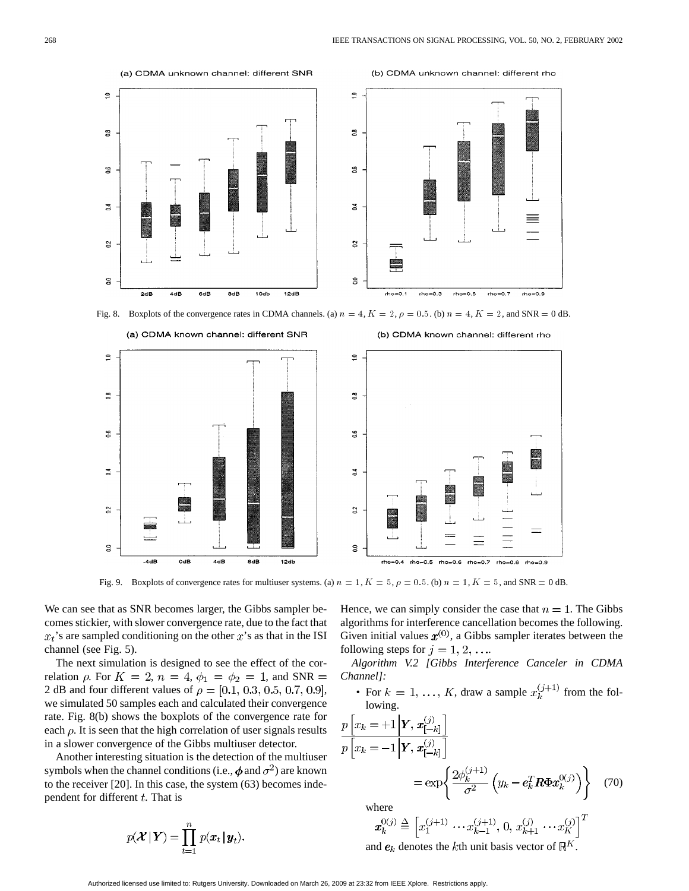Fig. 8. Boxplots of the convergence rates in CDMA channels. (a) $n = 4, K = 2, \rho = 0.5$. (b) $n = 4, K = 2$, and SNR = 0 dB.

Fig. 9. Boxplots of convergence rates for multiuser systems. (a) $n = 1, K = 5, \rho = 0.5$. (b) $n = 1, K = 5$, and SNR = 0 dB.

We can see that as SNR becomes larger, the Gibbs sampler becomes stickier, with slower convergence rate, due to the fact that $x_t$'s are sampled conditioning on the other $x$'s as that in the ISI channel (see Fig. 5).

The next simulation is designed to see the effect of the correlation $\rho$. For $K = 2$, $n = 4$, $\phi_1 = \phi_2 = 1$, and SNR = 2 dB and four different values of $\rho = [0.1, 0.3, 0.5, 0.7, 0.9]$, we simulated 50 samples each and calculated their convergence rate. Fig. 8(b) shows the boxplots of the convergence rate for each $\rho$. It is seen that the high correlation of user signals results in a slower convergence of the Gibbs multiuser detector.

Another interesting situation is the detection of the multiuser symbols when the channel conditions (i.e., $\boldsymbol{\phi}$ and $\sigma^2$) are known to the receiver [20]. In this case, the system (63) becomes independent for different $t$. That is

$$p(\boldsymbol{\mathcal{X}} \mid \boldsymbol{Y}) = \prod_{t=1}^{n} p(\boldsymbol{x}_t \mid \boldsymbol{y}_t).$$

Hence, we can simply consider the case that $n = 1$. The Gibbs algorithms for interference cancellation becomes the following. Given initial values $\boldsymbol{x}^{(0)}$, a Gibbs sampler iterates between the following steps for $j = 1, 2, \ldots$.

*Algorithm V.2 [Gibbs Interference Canceler in CDMA Channel]:*

- For $k = 1, \ldots, K$, draw a sample $x_k^{(j+1)}$ from the following.

$$\frac{p\left[x_k = +1 \,\middle|\, \boldsymbol{Y}, \boldsymbol{x}_{[-k]}^{(j)}\right]}{p\left[x_k = -1 \,\middle|\, \boldsymbol{Y}, \boldsymbol{x}_{[-k]}^{(j)}\right]} = \exp\left\{\frac{2\phi_k^{(j+1)}}{\sigma^2}\left(y_k - \boldsymbol{e}_k^T \boldsymbol{R} \Phi \boldsymbol{x}_k^{0(j)}\right)\right\} \quad (70)$$

where

$$\boldsymbol{x}_k^{0(j)} \triangleq \left[x_1^{(j+1)} \cdots x_{k-1}^{(j+1)}, 0, x_{k+1}^{(j)} \cdots x_K^{(j)}\right]^T$$

and $\boldsymbol{e}_k$ denotes the $k$th unit basis vector of $\mathbb{R}^K$.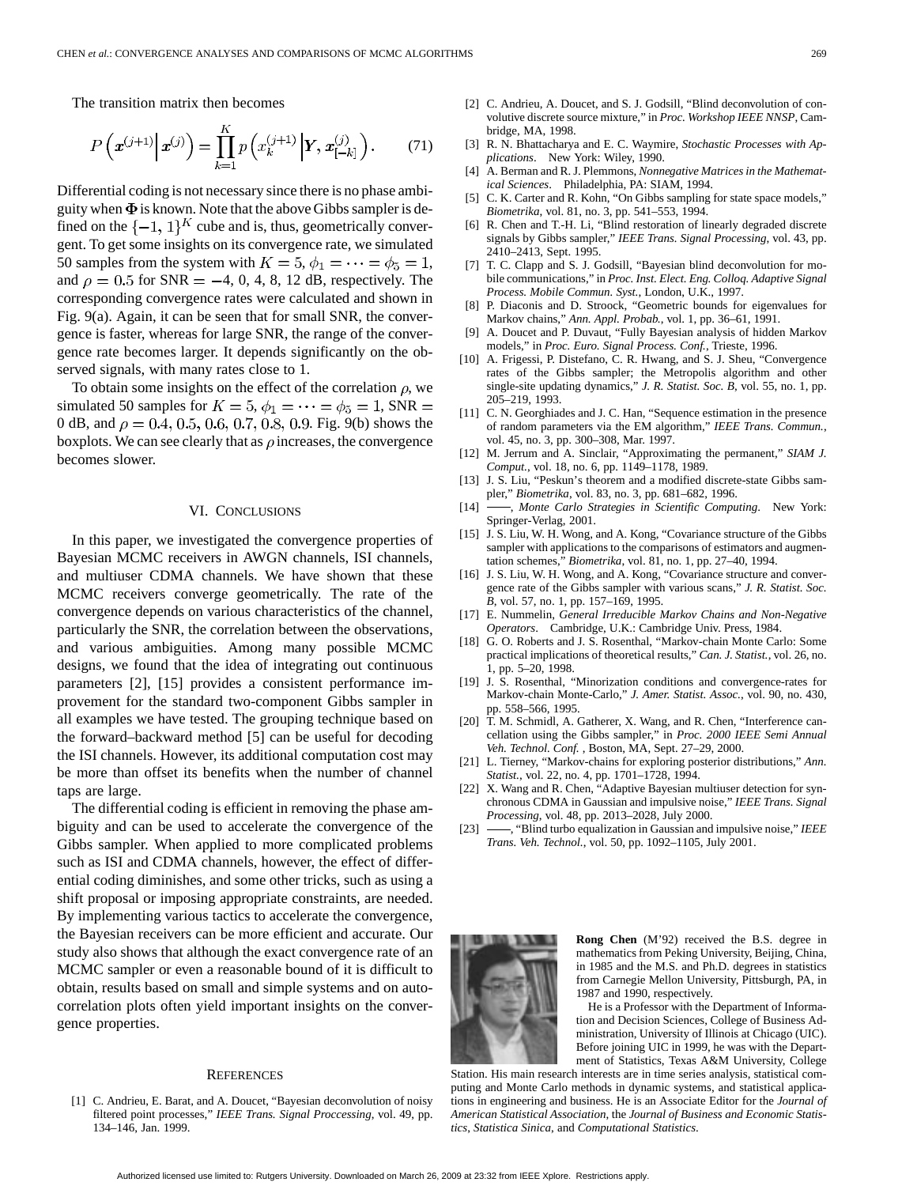The transition matrix then becomes

$$P\left(\boldsymbol{x}^{(j+1)}\middle|\boldsymbol{x}^{(j)}\right) = \prod_{k=1}^{K} p\left(x_k^{(j+1)}\middle|\boldsymbol{Y}, \boldsymbol{x}_{[-k]}^{(j)}\right). \tag{71}$$

Differential coding is not necessary since there is no phase ambiguity when $\boldsymbol{\Phi}$ is known. Note that the above Gibbs sampler is defined on the $\{-1, 1\}^K$ cube and is, thus, geometrically convergent. To get some insights on its convergence rate, we simulated 50 samples from the system with $K = 5$, $\phi_1 = \cdots = \phi_5 = 1$, and $\rho = 0.5$ for SNR $= -4$, 0, 4, 8, 12 dB, respectively. The corresponding convergence rates were calculated and shown in Fig. 9(a). Again, it can be seen that for small SNR, the convergence is faster, whereas for large SNR, the range of the convergence rate becomes larger. It depends significantly on the observed signals, with many rates close to 1.

To obtain some insights on the effect of the correlation $\rho$, we simulated 50 samples for $K = 5$, $\phi_1 = \cdots = \phi_5 = 1$, SNR = 0 dB, and $\rho = 0.4, 0.5, 0.6, 0.7, 0.8, 0.9$. Fig. 9(b) shows the boxplots. We can see clearly that as $\rho$ increases, the convergence becomes slower.

## VI. Conclusions

In this paper, we investigated the convergence properties of Bayesian MCMC receivers in AWGN channels, ISI channels, and multiuser CDMA channels. We have shown that these MCMC receivers converge geometrically. The rate of the convergence depends on various characteristics of the channel, particularly the SNR, the correlation between the observations, and various ambiguities. Among many possible MCMC designs, we found that the idea of integrating out continuous parameters [2], [15] provides a consistent performance improvement for the standard two-component Gibbs sampler in all examples we have tested. The grouping technique based on the forward–backward method [5] can be useful for decoding the ISI channels. However, its additional computation cost may be more than offset its benefits when the number of channel taps are large.

The differential coding is efficient in removing the phase ambiguity and can be used to accelerate the convergence of the Gibbs sampler. When applied to more complicated problems such as ISI and CDMA channels, however, the effect of differential coding diminishes, and some other tricks, such as using a shift proposal or imposing appropriate constraints, are needed. By implementing various tactics to accelerate the convergence, the Bayesian receivers can be more efficient and accurate. Our study also shows that although the exact convergence rate of an MCMC sampler or even a reasonable bound of it is difficult to obtain, results based on small and simple systems and on autocorrelation plots often yield important insights on the convergence properties.

## References

[1] C. Andrieu, E. Barat, and A. Doucet, "Bayesian deconvolution of noisy filtered point processes," *IEEE Trans. Signal Proccessing*, vol. 49, pp. 134–146, Jan. 1999.

[2] C. Andrieu, A. Doucet, and S. J. Godsill, "Blind deconvolution of convolutive discrete source mixture," in *Proc. Workshop IEEE NNSP*, Cambridge, MA, 1998.

[3] R. N. Bhattacharya and E. C. Waymire, *Stochastic Processes with Applications*. New York: Wiley, 1990.

[4] A. Berman and R. J. Plemmons, *Nonnegative Matrices in the Mathematical Sciences*. Philadelphia, PA: SIAM, 1994.

[5] C. K. Carter and R. Kohn, "On Gibbs sampling for state space models," *Biometrika*, vol. 81, no. 3, pp. 541–553, 1994.

[6] R. Chen and T.-H. Li, "Blind restoration of linearly degraded discrete signals by Gibbs sampler," *IEEE Trans. Signal Processing*, vol. 43, pp. 2410–2413, Sept. 1995.

[7] T. C. Clapp and S. J. Godsill, "Bayesian blind deconvolution for mobile communications," in *Proc. Inst. Elect. Eng. Colloq. Adaptive Signal Process. Mobile Commun. Syst.*, London, U.K., 1997.

[8] P. Diaconis and D. Stroock, "Geometric bounds for eigenvalues for Markov chains," *Ann. Appl. Probab.*, vol. 1, pp. 36–61, 1991.

[9] A. Doucet and P. Duvaut, "Fully Bayesian analysis of hidden Markov models," in *Proc. Euro. Signal Process. Conf.*, Trieste, 1996.

[10] A. Frigessi, P. Distefano, C. R. Hwang, and S. J. Sheu, "Convergence rates of the Gibbs sampler; the Metropolis algorithm and other single-site updating dynamics," *J. R. Statist. Soc. B*, vol. 55, no. 1, pp. 205–219, 1993.

[11] C. N. Georghiades and J. C. Han, "Sequence estimation in the presence of random parameters via the EM algorithm," *IEEE Trans. Commun.*, vol. 45, no. 3, pp. 300–308, Mar. 1997.

[12] M. Jerrum and A. Sinclair, "Approximating the permanent," *SIAM J. Comput.*, vol. 18, no. 6, pp. 1149–1178, 1989.

[13] J. S. Liu, "Peskun's theorem and a modified discrete-state Gibbs sampler," *Biometrika*, vol. 83, no. 3, pp. 681–682, 1996.

[14] ——, *Monte Carlo Strategies in Scientific Computing*. New York: Springer-Verlag, 2001.

[15] J. S. Liu, W. H. Wong, and A. Kong, "Covariance structure of the Gibbs sampler with applications to the comparisons of estimators and augmentation schemes," *Biometrika*, vol. 81, no. 1, pp. 27–40, 1994.

[16] J. S. Liu, W. H. Wong, and A. Kong, "Covariance structure and convergence rate of the Gibbs sampler with various scans," *J. R. Statist. Soc. B*, vol. 57, no. 1, pp. 157–169, 1995.

[17] E. Nummelin, *General Irreducible Markov Chains and Non-Negative Operators*. Cambridge, U.K.: Cambridge Univ. Press, 1984.

[18] G. O. Roberts and J. S. Rosenthal, "Markov-chain Monte Carlo: Some practical implications of theoretical results," *Can. J. Statist.*, vol. 26, no. 1, pp. 5–20, 1998.

[19] J. S. Rosenthal, "Minorization conditions and convergence-rates for Markov-chain Monte-Carlo," *J. Amer. Statist. Assoc.*, vol. 90, no. 430, pp. 558–566, 1995.

[20] T. M. Schmidl, A. Gatherer, X. Wang, and R. Chen, "Interference cancellation using the Gibbs sampler," in *Proc. 2000 IEEE Semi Annual Veh. Technol. Conf.* , Boston, MA, Sept. 27–29, 2000.

[21] L. Tierney, "Markov-chains for exploring posterior distributions," *Ann. Statist.*, vol. 22, no. 4, pp. 1701–1728, 1994.

[22] X. Wang and R. Chen, "Adaptive Bayesian multiuser detection for synchronous CDMA in Gaussian and impulsive noise," *IEEE Trans. Signal Processing*, vol. 48, pp. 2013–2028, July 2000.

[23] ——, "Blind turbo equalization in Gaussian and impulsive noise," *IEEE Trans. Veh. Technol.*, vol. 50, pp. 1092–1105, July 2001.

**Rong Chen** (M'92) received the B.S. degree in mathematics from Peking University, Beijing, China, in 1985 and the M.S. and Ph.D. degrees in statistics from Carnegie Mellon University, Pittsburgh, PA, in 1987 and 1990, respectively.

He is a Professor with the Department of Information and Decision Sciences, College of Business Administration, University of Illinois at Chicago (UIC). Before joining UIC in 1999, he was with the Department of Statistics, Texas A&M University, College Station. His main research interests are in time series analysis, statistical computing and Monte Carlo methods in dynamic systems, and statistical applications in engineering and business. He is an Associate Editor for the *Journal of American Statistical Association*, the *Journal of Business and Economic Statistics*, *Statistica Sinica*, and *Computational Statistics*.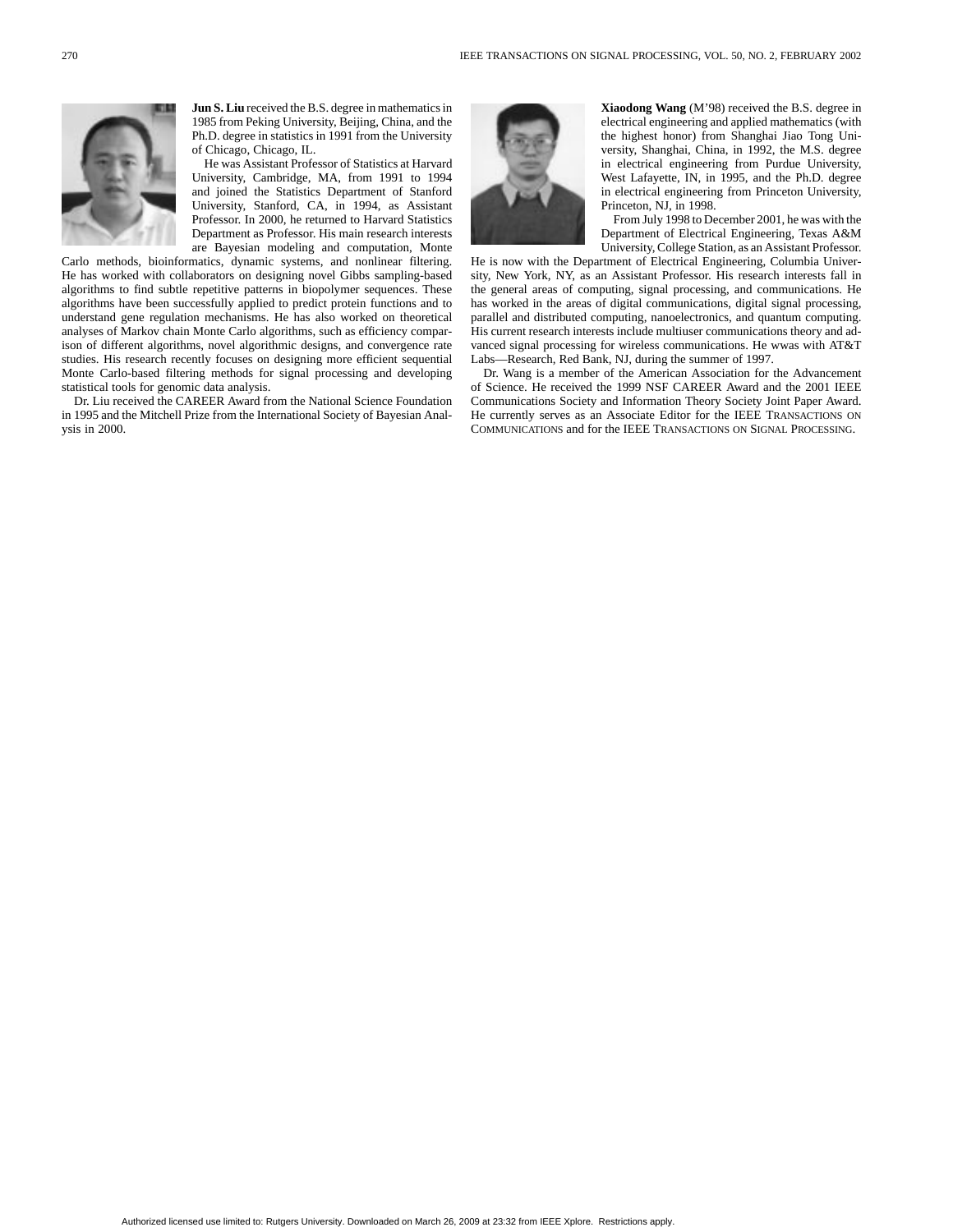**Jun S. Liu** received the B.S. degree in mathematics in 1985 from Peking University, Beijing, China, and the Ph.D. degree in statistics in 1991 from the University of Chicago, Chicago, IL.

He was Assistant Professor of Statistics at Harvard University, Cambridge, MA, from 1991 to 1994 and joined the Statistics Department of Stanford University, Stanford, CA, in 1994, as Assistant Professor. In 2000, he returned to Harvard Statistics Department as Professor. His main research interests are Bayesian modeling and computation, Monte Carlo methods, bioinformatics, dynamic systems, and nonlinear filtering. He has worked with collaborators on designing novel Gibbs sampling-based algorithms to find subtle repetitive patterns in biopolymer sequences. These algorithms have been successfully applied to predict protein functions and to understand gene regulation mechanisms. He has also worked on theoretical analyses of Markov chain Monte Carlo algorithms, such as efficiency comparison of different algorithms, novel algorithmic designs, and convergence rate studies. His research recently focuses on designing more efficient sequential Monte Carlo-based filtering methods for signal processing and developing statistical tools for genomic data analysis.

Dr. Liu received the CAREER Award from the National Science Foundation in 1995 and the Mitchell Prize from the International Society of Bayesian Analysis in 2000.

**Xiaodong Wang** (M'98) received the B.S. degree in electrical engineering and applied mathematics (with the highest honor) from Shanghai Jiao Tong University, Shanghai, China, in 1992, the M.S. degree in electrical engineering from Purdue University, West Lafayette, IN, in 1995, and the Ph.D. degree in electrical engineering from Princeton University, Princeton, NJ, in 1998.

From July 1998 to December 2001, he was with the Department of Electrical Engineering, Texas A&M University, College Station, as an Assistant Professor. He is now with the Department of Electrical Engineering, Columbia University, New York, NY, as an Assistant Professor. His research interests fall in the general areas of computing, signal processing, and communications. He has worked in the areas of digital communications, digital signal processing, parallel and distributed computing, nanoelectronics, and quantum computing. His current research interests include multiuser communications theory and advanced signal processing for wireless communications. He wwas with AT&T Labs—Research, Red Bank, NJ, during the summer of 1997.

Dr. Wang is a member of the American Association for the Advancement of Science. He received the 1999 NSF CAREER Award and the 2001 IEEE Communications Society and Information Theory Society Joint Paper Award. He currently serves as an Associate Editor for the IEEE TRANSACTIONS ON COMMUNICATIONS and for the IEEE TRANSACTIONS ON SIGNAL PROCESSING.